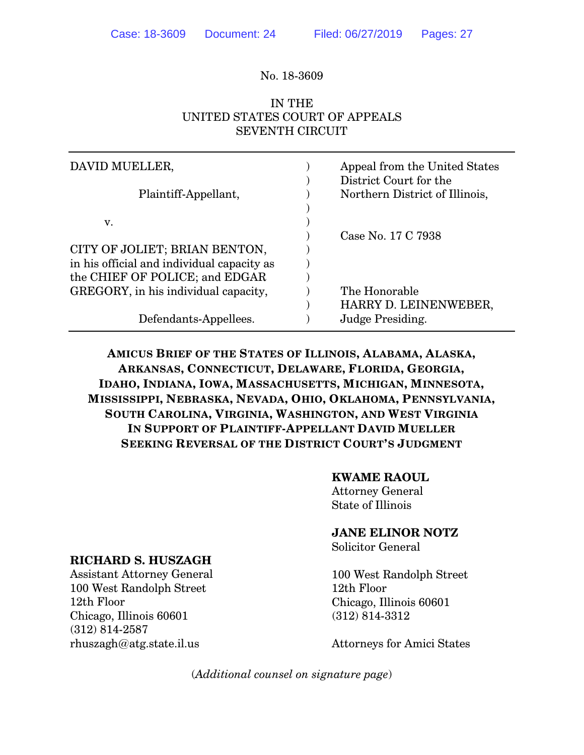No. 18-3609

IN THE
UNITED STATES COURT OF APPEALS
SEVENTH CIRCUIT

| | | |
|---|---|---|
| DAVID MUELLER,<br><br>Plaintiff-Appellant,<br><br>v.<br><br>CITY OF JOLIET; BRIAN BENTON, in his official and individual capacity as the CHIEF OF POLICE; and EDGAR GREGORY, in his individual capacity,<br><br>Defendants-Appellees. | ) | Appeal from the United States District Court for the Northern District of Illinois,<br><br>Case No. 17 C 7938<br><br>The Honorable HARRY D. LEINENWEBER, Judge Presiding. |

**AMICUS BRIEF OF THE STATES OF ILLINOIS, ALABAMA, ALASKA, ARKANSAS, CONNECTICUT, DELAWARE, FLORIDA, GEORGIA, IDAHO, INDIANA, IOWA, MASSACHUSETTS, MICHIGAN, MINNESOTA, MISSISSIPPI, NEBRASKA, NEVADA, OHIO, OKLAHOMA, PENNSYLVANIA, SOUTH CAROLINA, VIRGINIA, WASHINGTON, AND WEST VIRGINIA IN SUPPORT OF PLAINTIFF-APPELLANT DAVID MUELLER SEEKING REVERSAL OF THE DISTRICT COURT'S JUDGMENT**

**KWAME RAOUL**
Attorney General
State of Illinois

**JANE ELINOR NOTZ**
Solicitor General

100 West Randolph Street
12th Floor
Chicago, Illinois 60601
(312) 814-3312

Attorneys for Amici States

**RICHARD S. HUSZAGH**
Assistant Attorney General
100 West Randolph Street
12th Floor
Chicago, Illinois 60601
(312) 814-2587
rhuszagh@atg.state.il.us

(*Additional counsel on signature page*)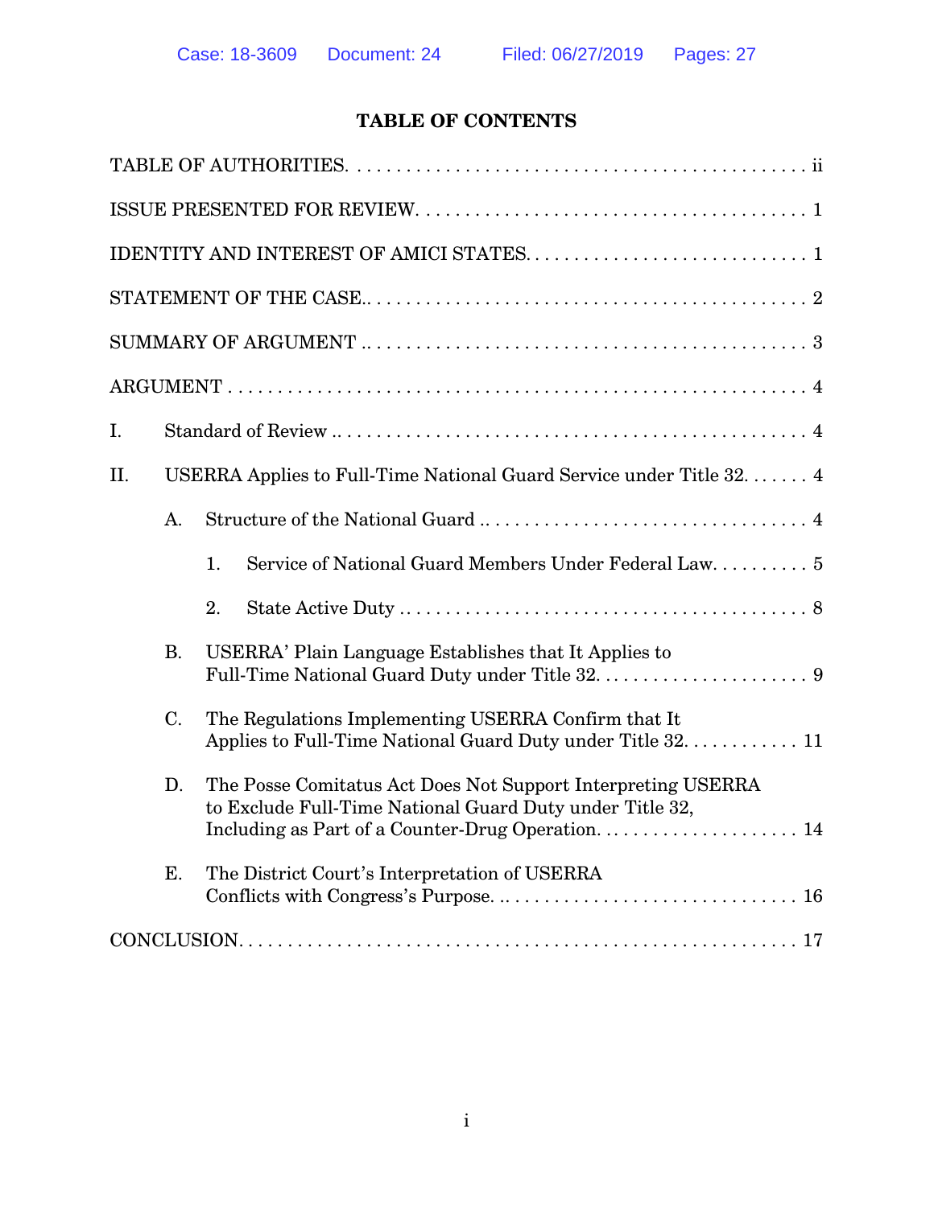# TABLE OF CONTENTS

TABLE OF AUTHORITIES. . . . . . . . . . . . . . . . . . . . . . . . . . . . . . . . . . . . . . . . . . . . . . . ii

ISSUE PRESENTED FOR REVIEW. . . . . . . . . . . . . . . . . . . . . . . . . . . . . . . . . . . . . . . . 1

IDENTITY AND INTEREST OF AMICI STATES. . . . . . . . . . . . . . . . . . . . . . . . . . . . . 1

STATEMENT OF THE CASE.. . . . . . . . . . . . . . . . . . . . . . . . . . . . . . . . . . . . . . . . . . . . 2

SUMMARY OF ARGUMENT .. . . . . . . . . . . . . . . . . . . . . . . . . . . . . . . . . . . . . . . . . . . 3

ARGUMENT . . . . . . . . . . . . . . . . . . . . . . . . . . . . . . . . . . . . . . . . . . . . . . . . . . . . . . . . 4

I. Standard of Review .. . . . . . . . . . . . . . . . . . . . . . . . . . . . . . . . . . . . . . . . . . . . . . . 4

II. USERRA Applies to Full-Time National Guard Service under Title 32. . . . . . . 4

A. Structure of the National Guard .. . . . . . . . . . . . . . . . . . . . . . . . . . . . . . . . . . 4

1. Service of National Guard Members Under Federal Law. . . . . . . . . . 5

2. State Active Duty . . . . . . . . . . . . . . . . . . . . . . . . . . . . . . . . . . . . . . . . . 8

B. USERRA' Plain Language Establishes that It Applies to Full-Time National Guard Duty under Title 32. . . . . . . . . . . . . . . . . . . . . . . 9

C. The Regulations Implementing USERRA Confirm that It Applies to Full-Time National Guard Duty under Title 32. . . . . . . . . . . . 11

D. The Posse Comitatus Act Does Not Support Interpreting USERRA to Exclude Full-Time National Guard Duty under Title 32, Including as Part of a Counter-Drug Operation. . . . . . . . . . . . . . . . . . . . . 14

E. The District Court's Interpretation of USERRA Conflicts with Congress's Purpose. .. . . . . . . . . . . . . . . . . . . . . . . . . . . . . . 16

CONCLUSION. . . . . . . . . . . . . . . . . . . . . . . . . . . . . . . . . . . . . . . . . . . . . . . . . . . . . . . 17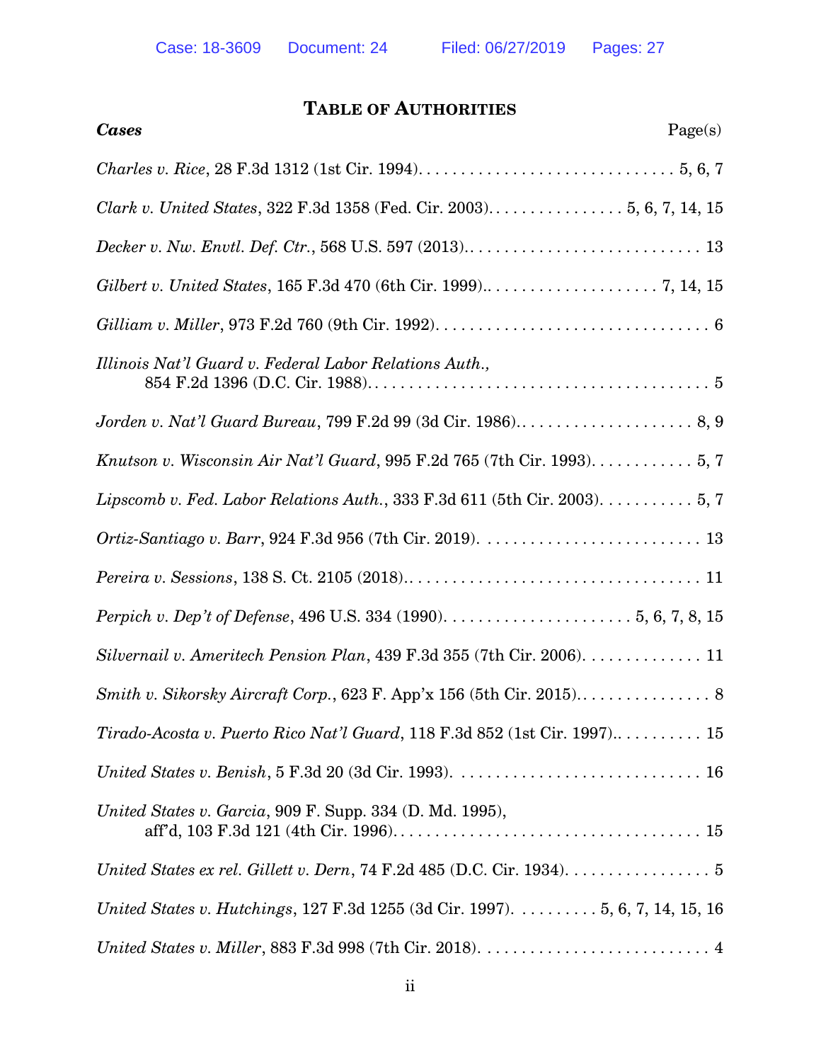## TABLE OF AUTHORITIES

***Cases*** — Page(s)

*Charles v. Rice*, 28 F.3d 1312 (1st Cir. 1994). . . . . . . . . . . . . . . . . . . . . . . . . . . . . . 5, 6, 7

*Clark v. United States*, 322 F.3d 1358 (Fed. Cir. 2003). . . . . . . . . . . . . . . . 5, 6, 7, 14, 15

*Decker v. Nw. Envtl. Def. Ctr.*, 568 U.S. 597 (2013).. . . . . . . . . . . . . . . . . . . . . . . . . . 13

*Gilbert v. United States*, 165 F.3d 470 (6th Cir. 1999).. . . . . . . . . . . . . . . . . . . . 7, 14, 15

*Gilliam v. Miller*, 973 F.2d 760 (9th Cir. 1992). . . . . . . . . . . . . . . . . . . . . . . . . . . . . . . . 6

*Illinois Nat'l Guard v. Federal Labor Relations Auth.*, 854 F.2d 1396 (D.C. Cir. 1988). . . . . . . . . . . . . . . . . . . . . . . . . . . . . . . . . . . . . . . 5

*Jorden v. Nat'l Guard Bureau*, 799 F.2d 99 (3d Cir. 1986).. . . . . . . . . . . . . . . . . . . . . 8, 9

*Knutson v. Wisconsin Air Nat'l Guard*, 995 F.2d 765 (7th Cir. 1993). . . . . . . . . . . . 5, 7

*Lipscomb v. Fed. Labor Relations Auth.*, 333 F.3d 611 (5th Cir. 2003). . . . . . . . . . . 5, 7

*Ortiz-Santiago v. Barr*, 924 F.3d 956 (7th Cir. 2019). . . . . . . . . . . . . . . . . . . . . . . . . . 13

*Pereira v. Sessions*, 138 S. Ct. 2105 (2018).. . . . . . . . . . . . . . . . . . . . . . . . . . . . . . . . . 11

*Perpich v. Dep't of Defense*, 496 U.S. 334 (1990). . . . . . . . . . . . . . . . . . . . . . 5, 6, 7, 8, 15

*Silvernail v. Ameritech Pension Plan*, 439 F.3d 355 (7th Cir. 2006). . . . . . . . . . . . . 11

*Smith v. Sikorsky Aircraft Corp.*, 623 F. App'x 156 (5th Cir. 2015). . . . . . . . . . . . . . . . 8

*Tirado-Acosta v. Puerto Rico Nat'l Guard*, 118 F.3d 852 (1st Cir. 1997).. . . . . . . . . . 15

*United States v. Benish*, 5 F.3d 20 (3d Cir. 1993). . . . . . . . . . . . . . . . . . . . . . . . . . . . . 16

*United States v. Garcia*, 909 F. Supp. 334 (D. Md. 1995), aff'd, 103 F.3d 121 (4th Cir. 1996). . . . . . . . . . . . . . . . . . . . . . . . . . . . . . . . . . . 15

*United States ex rel. Gillett v. Dern*, 74 F.2d 485 (D.C. Cir. 1934). . . . . . . . . . . . . . . . . 5

*United States v. Hutchings*, 127 F.3d 1255 (3d Cir. 1997). . . . . . . . . . 5, 6, 7, 14, 15, 16

*United States v. Miller*, 883 F.3d 998 (7th Cir. 2018). . . . . . . . . . . . . . . . . . . . . . . . . . . 4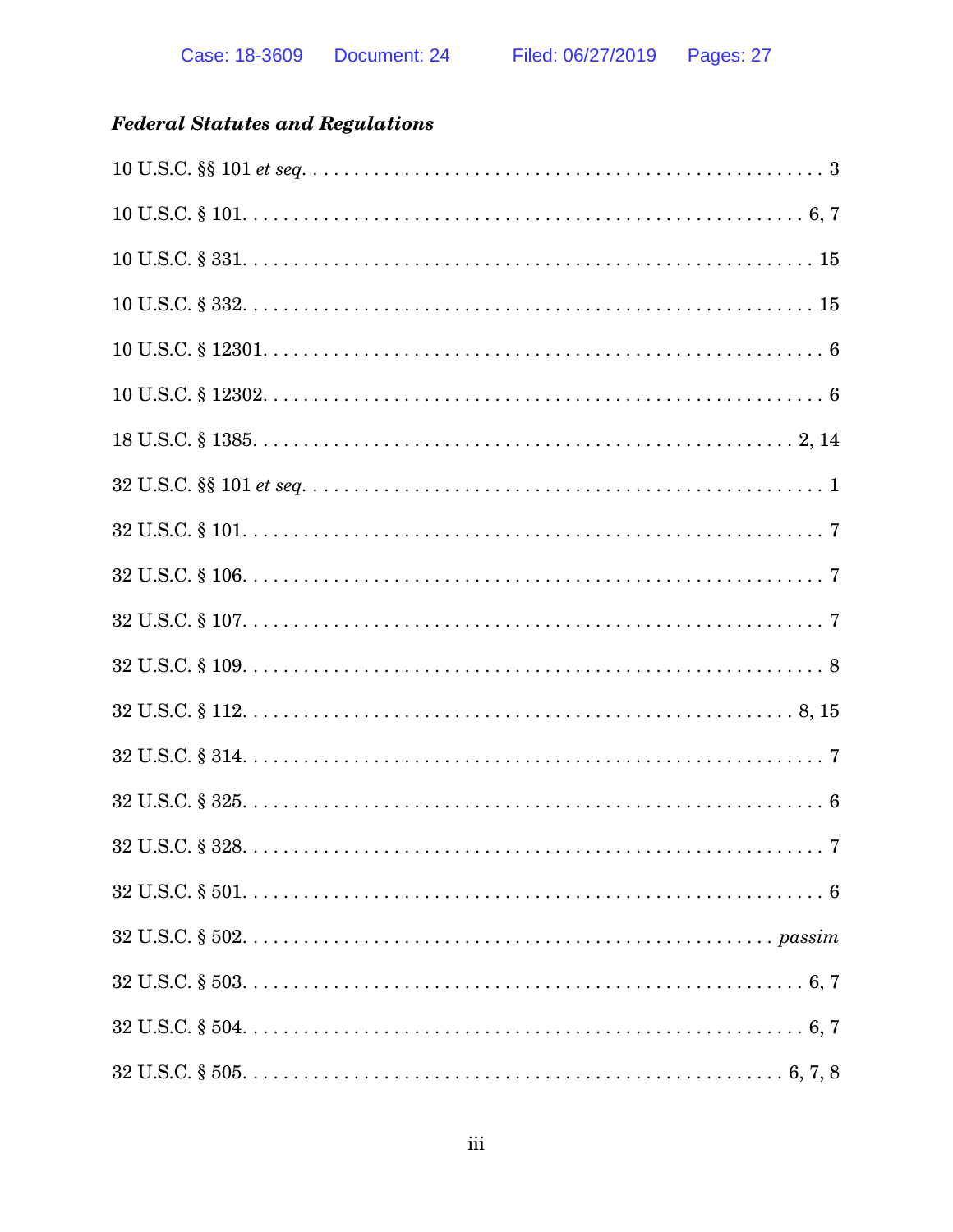***Federal Statutes and Regulations***

10 U.S.C. §§ 101 *et seq*. . . . . . . . . . . . . . . . . . . . . . . . . . . . . . . . . . . . . . . . . . . . . . . . 3

10 U.S.C. § 101. . . . . . . . . . . . . . . . . . . . . . . . . . . . . . . . . . . . . . . . . . . . . . . . . . . . 6, 7

10 U.S.C. § 331. . . . . . . . . . . . . . . . . . . . . . . . . . . . . . . . . . . . . . . . . . . . . . . . . . . . . 15

10 U.S.C. § 332. . . . . . . . . . . . . . . . . . . . . . . . . . . . . . . . . . . . . . . . . . . . . . . . . . . . . 15

10 U.S.C. § 12301. . . . . . . . . . . . . . . . . . . . . . . . . . . . . . . . . . . . . . . . . . . . . . . . . . . . 6

10 U.S.C. § 12302. . . . . . . . . . . . . . . . . . . . . . . . . . . . . . . . . . . . . . . . . . . . . . . . . . . . 6

18 U.S.C. § 1385. . . . . . . . . . . . . . . . . . . . . . . . . . . . . . . . . . . . . . . . . . . . . . . . . . . 2, 14

32 U.S.C. §§ 101 *et seq*. . . . . . . . . . . . . . . . . . . . . . . . . . . . . . . . . . . . . . . . . . . . . . . . 1

32 U.S.C. § 101. . . . . . . . . . . . . . . . . . . . . . . . . . . . . . . . . . . . . . . . . . . . . . . . . . . . . . 7

32 U.S.C. § 106. . . . . . . . . . . . . . . . . . . . . . . . . . . . . . . . . . . . . . . . . . . . . . . . . . . . . . 7

32 U.S.C. § 107. . . . . . . . . . . . . . . . . . . . . . . . . . . . . . . . . . . . . . . . . . . . . . . . . . . . . . 7

32 U.S.C. § 109. . . . . . . . . . . . . . . . . . . . . . . . . . . . . . . . . . . . . . . . . . . . . . . . . . . . . . 8

32 U.S.C. § 112. . . . . . . . . . . . . . . . . . . . . . . . . . . . . . . . . . . . . . . . . . . . . . . . . . . 8, 15

32 U.S.C. § 314. . . . . . . . . . . . . . . . . . . . . . . . . . . . . . . . . . . . . . . . . . . . . . . . . . . . . . 7

32 U.S.C. § 325. . . . . . . . . . . . . . . . . . . . . . . . . . . . . . . . . . . . . . . . . . . . . . . . . . . . . . 6

32 U.S.C. § 328. . . . . . . . . . . . . . . . . . . . . . . . . . . . . . . . . . . . . . . . . . . . . . . . . . . . . . 7

32 U.S.C. § 501. . . . . . . . . . . . . . . . . . . . . . . . . . . . . . . . . . . . . . . . . . . . . . . . . . . . . . 6

32 U.S.C. § 502. . . . . . . . . . . . . . . . . . . . . . . . . . . . . . . . . . . . . . . . . . . . . . . . . . *passim*

32 U.S.C. § 503. . . . . . . . . . . . . . . . . . . . . . . . . . . . . . . . . . . . . . . . . . . . . . . . . . . . 6, 7

32 U.S.C. § 504. . . . . . . . . . . . . . . . . . . . . . . . . . . . . . . . . . . . . . . . . . . . . . . . . . . . 6, 7

32 U.S.C. § 505. . . . . . . . . . . . . . . . . . . . . . . . . . . . . . . . . . . . . . . . . . . . . . . . . . 6, 7, 8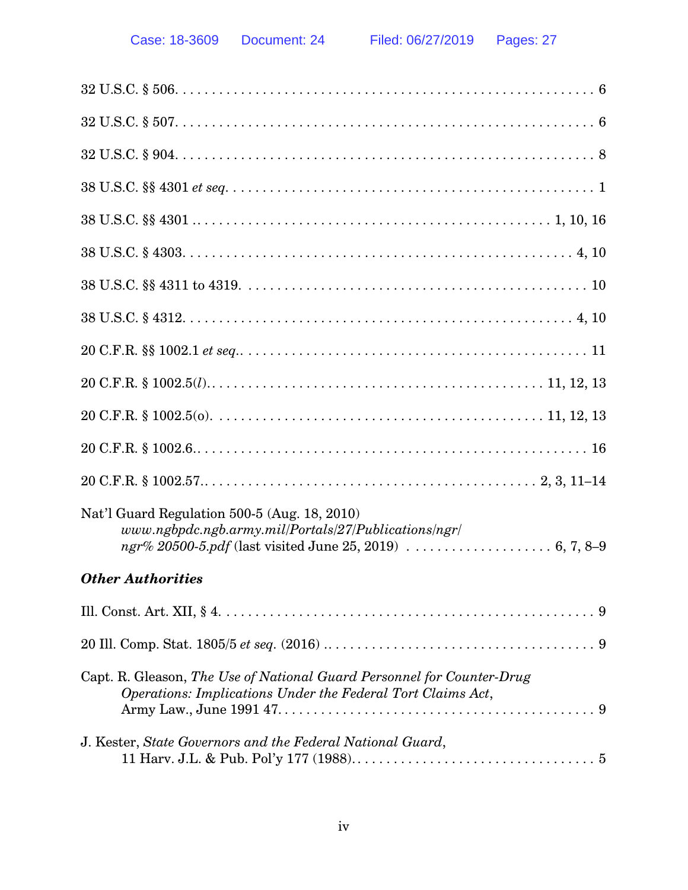32 U.S.C. § 506. . . . . . . . . . . . . . . . . . . . . . . . . . . . . . . . . . . . . . . . . . . . . . . . . . . . . . 6

32 U.S.C. § 507. . . . . . . . . . . . . . . . . . . . . . . . . . . . . . . . . . . . . . . . . . . . . . . . . . . . . . 6

32 U.S.C. § 904. . . . . . . . . . . . . . . . . . . . . . . . . . . . . . . . . . . . . . . . . . . . . . . . . . . . . . 8

38 U.S.C. §§ 4301 *et seq*. . . . . . . . . . . . . . . . . . . . . . . . . . . . . . . . . . . . . . . . . . . . . . . . 1

38 U.S.C. §§ 4301 . . . . . . . . . . . . . . . . . . . . . . . . . . . . . . . . . . . . . . . . . . . . . . . 1, 10, 16

38 U.S.C. § 4303. . . . . . . . . . . . . . . . . . . . . . . . . . . . . . . . . . . . . . . . . . . . . . . . . . . . 4, 10

38 U.S.C. §§ 4311 to 4319. . . . . . . . . . . . . . . . . . . . . . . . . . . . . . . . . . . . . . . . . . . . . . . 10

38 U.S.C. § 4312. . . . . . . . . . . . . . . . . . . . . . . . . . . . . . . . . . . . . . . . . . . . . . . . . . . . 4, 10

20 C.F.R. §§ 1002.1 *et seq*.. . . . . . . . . . . . . . . . . . . . . . . . . . . . . . . . . . . . . . . . . . . . . . 11

20 C.F.R. § 1002.5(*l*). . . . . . . . . . . . . . . . . . . . . . . . . . . . . . . . . . . . . . . . . . . . . 11, 12, 13

20 C.F.R. § 1002.5(o). . . . . . . . . . . . . . . . . . . . . . . . . . . . . . . . . . . . . . . . . . . . . 11, 12, 13

20 C.F.R. § 1002.6.. . . . . . . . . . . . . . . . . . . . . . . . . . . . . . . . . . . . . . . . . . . . . . . . . . . . 16

20 C.F.R. § 1002.57.. . . . . . . . . . . . . . . . . . . . . . . . . . . . . . . . . . . . . . . . . . . . . 2, 3, 11–14

Nat'l Guard Regulation 500-5 (Aug. 18, 2010)
*www.ngbpdc.ngb.army.mil/Portals/27/Publications/ngr/ngr% 20500-5.pdf* (last visited June 25, 2019) . . . . . . . . . . . . . . . . . . . . 6, 7, 8–9

***Other Authorities***

Ill. Const. Art. XII, § 4. . . . . . . . . . . . . . . . . . . . . . . . . . . . . . . . . . . . . . . . . . . . . . . . . . . 9

20 Ill. Comp. Stat. 1805/5 *et seq*. (2016) .. . . . . . . . . . . . . . . . . . . . . . . . . . . . . . . . . . . . 9

Capt. R. Gleason, *The Use of National Guard Personnel for Counter-Drug Operations: Implications Under the Federal Tort Claims Act*, Army Law., June 1991 47. . . . . . . . . . . . . . . . . . . . . . . . . . . . . . . . . . . . . . . . . . 9

J. Kester, *State Governors and the Federal National Guard*, 11 Harv. J.L. & Pub. Pol'y 177 (1988). . . . . . . . . . . . . . . . . . . . . . . . . . . . . . . . . 5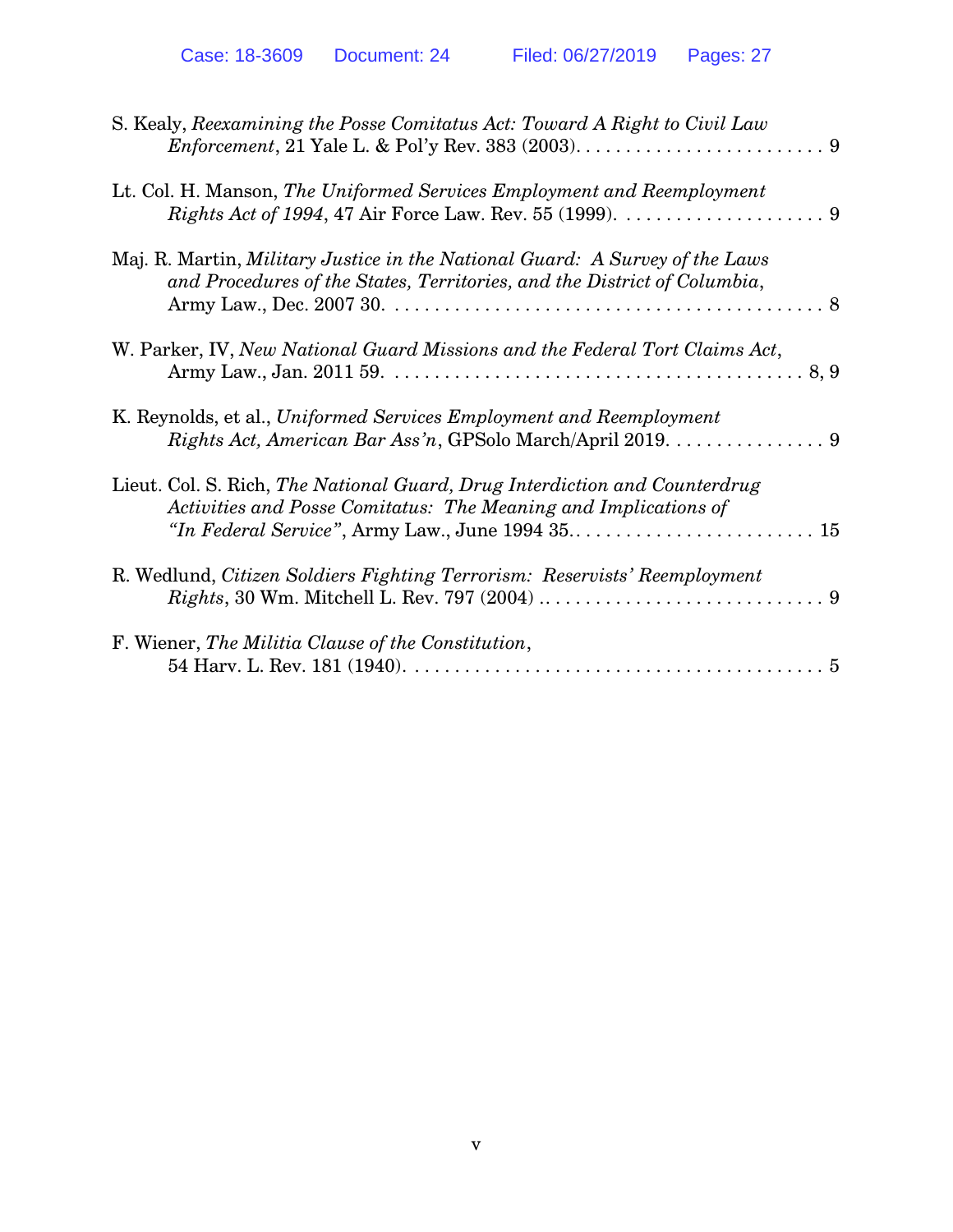S. Kealy, *Reexamining the Posse Comitatus Act: Toward A Right to Civil Law Enforcement*, 21 Yale L. & Pol'y Rev. 383 (2003). . . . . . . . . . . . . . . . . . . . . . . . . . 9

Lt. Col. H. Manson, *The Uniformed Services Employment and Reemployment Rights Act of 1994*, 47 Air Force Law. Rev. 55 (1999). . . . . . . . . . . . . . . . . . . . . 9

Maj. R. Martin, *Military Justice in the National Guard: A Survey of the Laws and Procedures of the States, Territories, and the District of Columbia*, Army Law., Dec. 2007 30. . . . . . . . . . . . . . . . . . . . . . . . . . . . . . . . . . . . . . . . . . 8

W. Parker, IV, *New National Guard Missions and the Federal Tort Claims Act*, Army Law., Jan. 2011 59. . . . . . . . . . . . . . . . . . . . . . . . . . . . . . . . . . . . . . . . . 8, 9

K. Reynolds, et al., *Uniformed Services Employment and Reemployment Rights Act, American Bar Ass'n*, GPSolo March/April 2019. . . . . . . . . . . . . . . . 9

Lieut. Col. S. Rich, *The National Guard, Drug Interdiction and Counterdrug Activities and Posse Comitatus: The Meaning and Implications of "In Federal Service"*, Army Law., June 1994 35. . . . . . . . . . . . . . . . . . . . . . . . . . 15

R. Wedlund, *Citizen Soldiers Fighting Terrorism: Reservists' Reemployment Rights*, 30 Wm. Mitchell L. Rev. 797 (2004) .. . . . . . . . . . . . . . . . . . . . . . . . . . . . . 9

F. Wiener, *The Militia Clause of the Constitution*, 54 Harv. L. Rev. 181 (1940). . . . . . . . . . . . . . . . . . . . . . . . . . . . . . . . . . . . . . . . . 5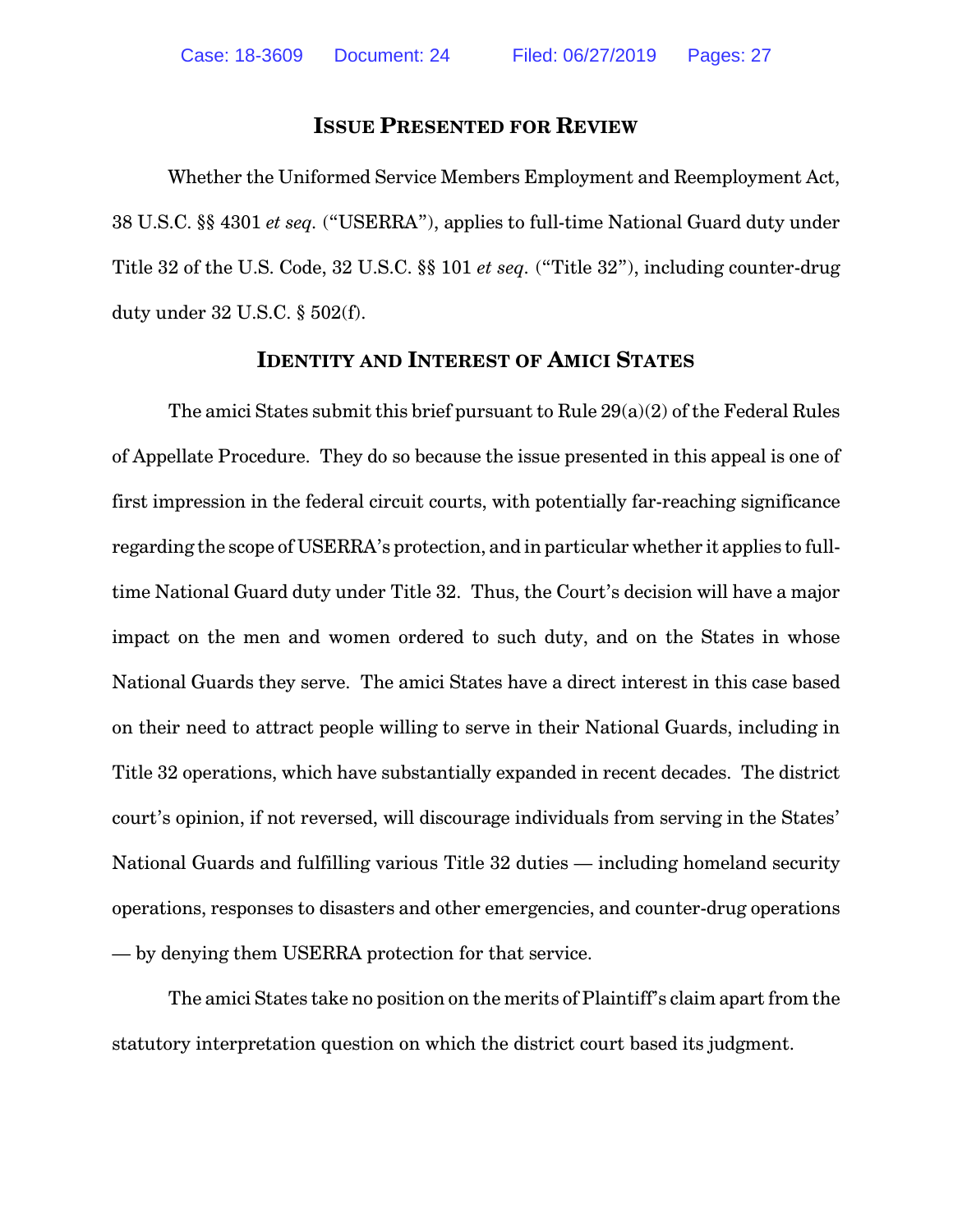## ISSUE PRESENTED FOR REVIEW

Whether the Uniformed Service Members Employment and Reemployment Act, 38 U.S.C. §§ 4301 *et seq.* ("USERRA"), applies to full-time National Guard duty under Title 32 of the U.S. Code, 32 U.S.C. §§ 101 *et seq*. ("Title 32"), including counter-drug duty under 32 U.S.C. § 502(f).

## IDENTITY AND INTEREST OF AMICI STATES

The amici States submit this brief pursuant to Rule 29(a)(2) of the Federal Rules of Appellate Procedure. They do so because the issue presented in this appeal is one of first impression in the federal circuit courts, with potentially far-reaching significance regarding the scope of USERRA's protection, and in particular whether it applies to full-time National Guard duty under Title 32. Thus, the Court's decision will have a major impact on the men and women ordered to such duty, and on the States in whose National Guards they serve. The amici States have a direct interest in this case based on their need to attract people willing to serve in their National Guards, including in Title 32 operations, which have substantially expanded in recent decades. The district court's opinion, if not reversed, will discourage individuals from serving in the States' National Guards and fulfilling various Title 32 duties — including homeland security operations, responses to disasters and other emergencies, and counter-drug operations — by denying them USERRA protection for that service.

The amici States take no position on the merits of Plaintiff's claim apart from the statutory interpretation question on which the district court based its judgment.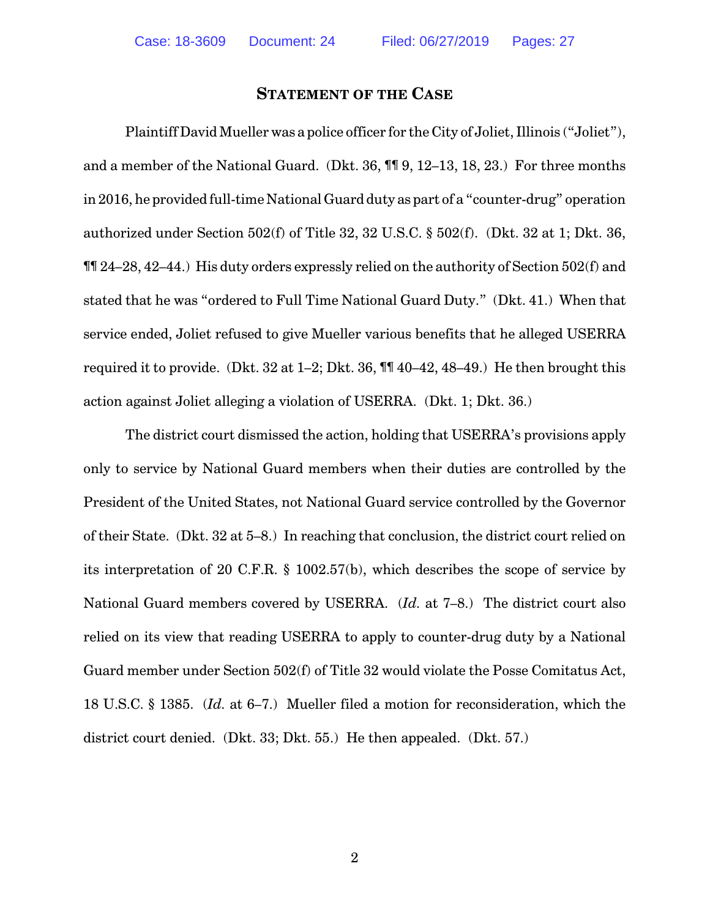## STATEMENT OF THE CASE

Plaintiff David Mueller was a police officer for the City of Joliet, Illinois ("Joliet"), and a member of the National Guard. (Dkt. 36, ¶¶ 9, 12–13, 18, 23.) For three months in 2016, he provided full-time National Guard duty as part of a "counter-drug" operation authorized under Section 502(f) of Title 32, 32 U.S.C. § 502(f). (Dkt. 32 at 1; Dkt. 36, ¶¶ 24–28, 42–44.) His duty orders expressly relied on the authority of Section 502(f) and stated that he was "ordered to Full Time National Guard Duty." (Dkt. 41.) When that service ended, Joliet refused to give Mueller various benefits that he alleged USERRA required it to provide. (Dkt. 32 at 1–2; Dkt. 36, ¶¶ 40–42, 48–49.) He then brought this action against Joliet alleging a violation of USERRA. (Dkt. 1; Dkt. 36.)

The district court dismissed the action, holding that USERRA's provisions apply only to service by National Guard members when their duties are controlled by the President of the United States, not National Guard service controlled by the Governor of their State. (Dkt. 32 at 5–8.) In reaching that conclusion, the district court relied on its interpretation of 20 C.F.R. § 1002.57(b), which describes the scope of service by National Guard members covered by USERRA. (*Id.* at 7–8.) The district court also relied on its view that reading USERRA to apply to counter-drug duty by a National Guard member under Section 502(f) of Title 32 would violate the Posse Comitatus Act, 18 U.S.C. § 1385. (*Id.* at 6–7.) Mueller filed a motion for reconsideration, which the district court denied. (Dkt. 33; Dkt. 55.) He then appealed. (Dkt. 57.)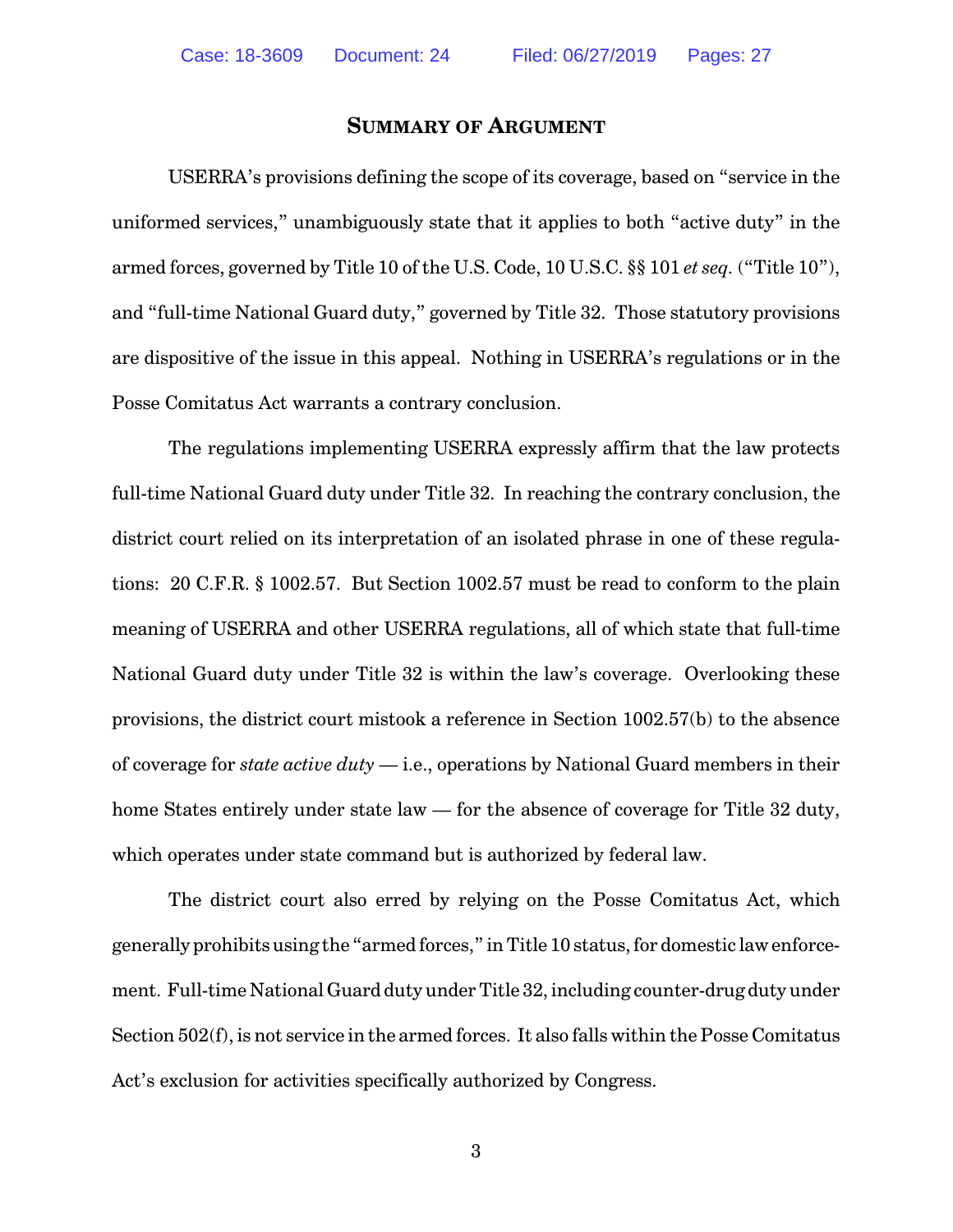## SUMMARY OF ARGUMENT

USERRA's provisions defining the scope of its coverage, based on "service in the uniformed services," unambiguously state that it applies to both "active duty" in the armed forces, governed by Title 10 of the U.S. Code, 10 U.S.C. §§ 101 *et seq*. ("Title 10"), and "full-time National Guard duty," governed by Title 32. Those statutory provisions are dispositive of the issue in this appeal. Nothing in USERRA's regulations or in the Posse Comitatus Act warrants a contrary conclusion.

The regulations implementing USERRA expressly affirm that the law protects full-time National Guard duty under Title 32. In reaching the contrary conclusion, the district court relied on its interpretation of an isolated phrase in one of these regulations: 20 C.F.R. § 1002.57. But Section 1002.57 must be read to conform to the plain meaning of USERRA and other USERRA regulations, all of which state that full-time National Guard duty under Title 32 is within the law's coverage. Overlooking these provisions, the district court mistook a reference in Section 1002.57(b) to the absence of coverage for *state active duty* — i.e., operations by National Guard members in their home States entirely under state law — for the absence of coverage for Title 32 duty, which operates under state command but is authorized by federal law.

The district court also erred by relying on the Posse Comitatus Act, which generally prohibits using the "armed forces," in Title 10 status, for domestic law enforcement. Full-time National Guard duty under Title 32, including counter-drug duty under Section 502(f), is not service in the armed forces. It also falls within the Posse Comitatus Act's exclusion for activities specifically authorized by Congress.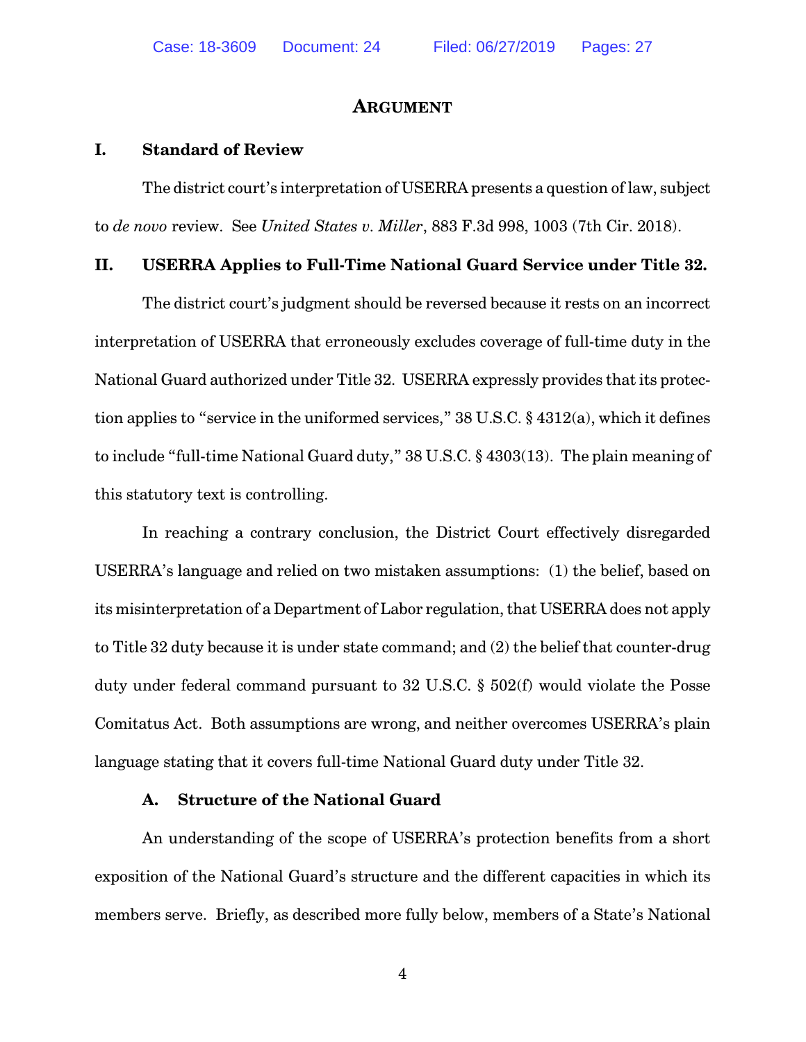## ARGUMENT

### I. Standard of Review

The district court's interpretation of USERRA presents a question of law, subject to *de novo* review. See *United States v. Miller*, 883 F.3d 998, 1003 (7th Cir. 2018).

### II. USERRA Applies to Full-Time National Guard Service under Title 32.

The district court's judgment should be reversed because it rests on an incorrect interpretation of USERRA that erroneously excludes coverage of full-time duty in the National Guard authorized under Title 32. USERRA expressly provides that its protection applies to "service in the uniformed services," 38 U.S.C. § 4312(a), which it defines to include "full-time National Guard duty," 38 U.S.C. § 4303(13). The plain meaning of this statutory text is controlling.

In reaching a contrary conclusion, the District Court effectively disregarded USERRA's language and relied on two mistaken assumptions: (1) the belief, based on its misinterpretation of a Department of Labor regulation, that USERRA does not apply to Title 32 duty because it is under state command; and (2) the belief that counter-drug duty under federal command pursuant to 32 U.S.C. § 502(f) would violate the Posse Comitatus Act. Both assumptions are wrong, and neither overcomes USERRA's plain language stating that it covers full-time National Guard duty under Title 32.

#### A. Structure of the National Guard

An understanding of the scope of USERRA's protection benefits from a short exposition of the National Guard's structure and the different capacities in which its members serve. Briefly, as described more fully below, members of a State's National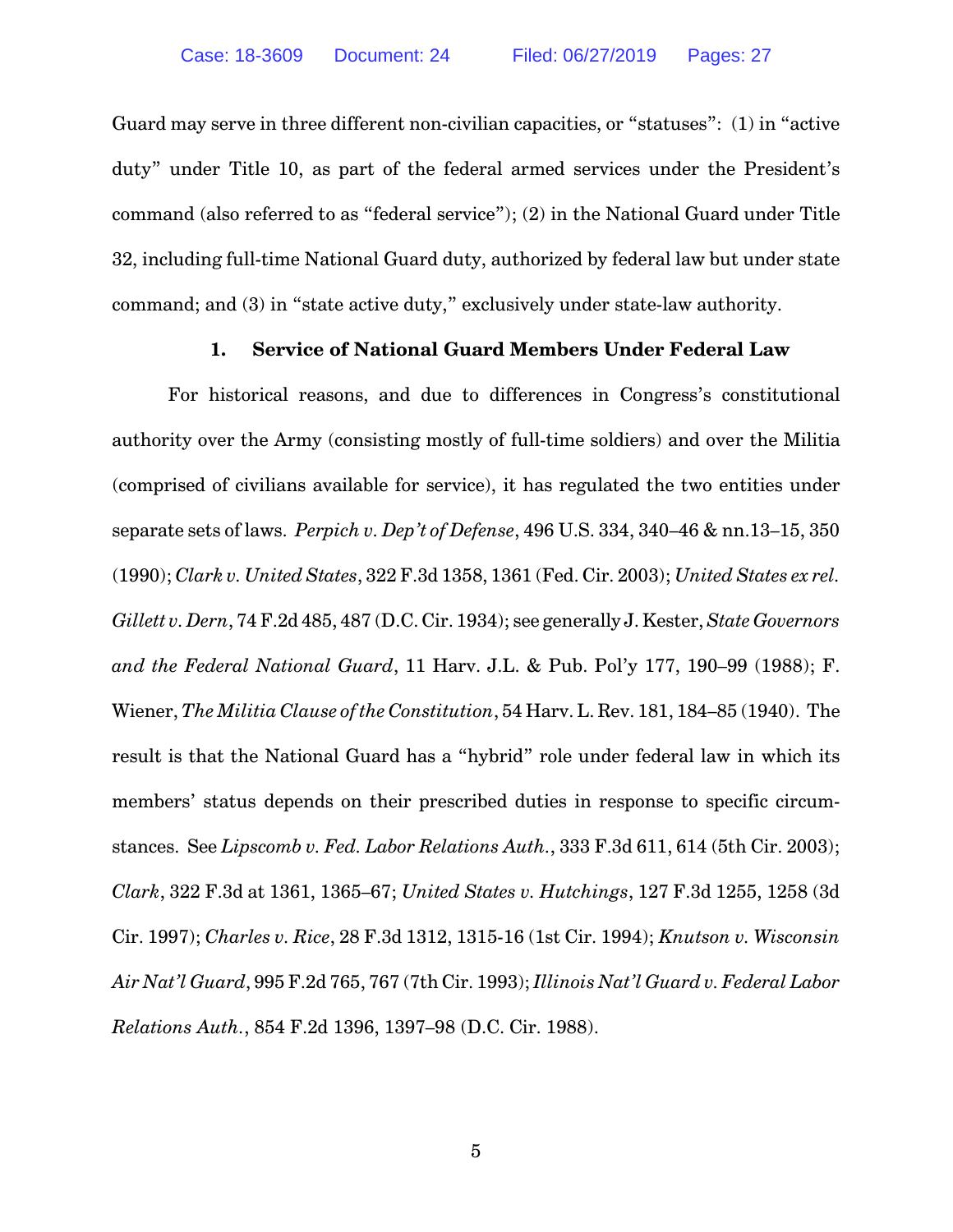Guard may serve in three different non-civilian capacities, or "statuses": (1) in "active duty" under Title 10, as part of the federal armed services under the President's command (also referred to as "federal service"); (2) in the National Guard under Title 32, including full-time National Guard duty, authorized by federal law but under state command; and (3) in "state active duty," exclusively under state-law authority.

### 1. Service of National Guard Members Under Federal Law

For historical reasons, and due to differences in Congress's constitutional authority over the Army (consisting mostly of full-time soldiers) and over the Militia (comprised of civilians available for service), it has regulated the two entities under separate sets of laws. *Perpich v. Dep't of Defense*, 496 U.S. 334, 340–46 & nn.13–15, 350 (1990); *Clark v. United States*, 322 F.3d 1358, 1361 (Fed. Cir. 2003); *United States ex rel. Gillett v. Dern*, 74 F.2d 485, 487 (D.C. Cir. 1934); see generally J. Kester, *State Governors and the Federal National Guard*, 11 Harv. J.L. & Pub. Pol'y 177, 190–99 (1988); F. Wiener, *The Militia Clause of the Constitution*, 54 Harv. L. Rev. 181, 184–85 (1940). The result is that the National Guard has a "hybrid" role under federal law in which its members' status depends on their prescribed duties in response to specific circumstances. See *Lipscomb v. Fed. Labor Relations Auth.*, 333 F.3d 611, 614 (5th Cir. 2003); *Clark*, 322 F.3d at 1361, 1365–67; *United States v. Hutchings*, 127 F.3d 1255, 1258 (3d Cir. 1997); *Charles v. Rice*, 28 F.3d 1312, 1315-16 (1st Cir. 1994); *Knutson v. Wisconsin Air Nat'l Guard*, 995 F.2d 765, 767 (7th Cir. 1993); *Illinois Nat'l Guard v. Federal Labor Relations Auth.*, 854 F.2d 1396, 1397–98 (D.C. Cir. 1988).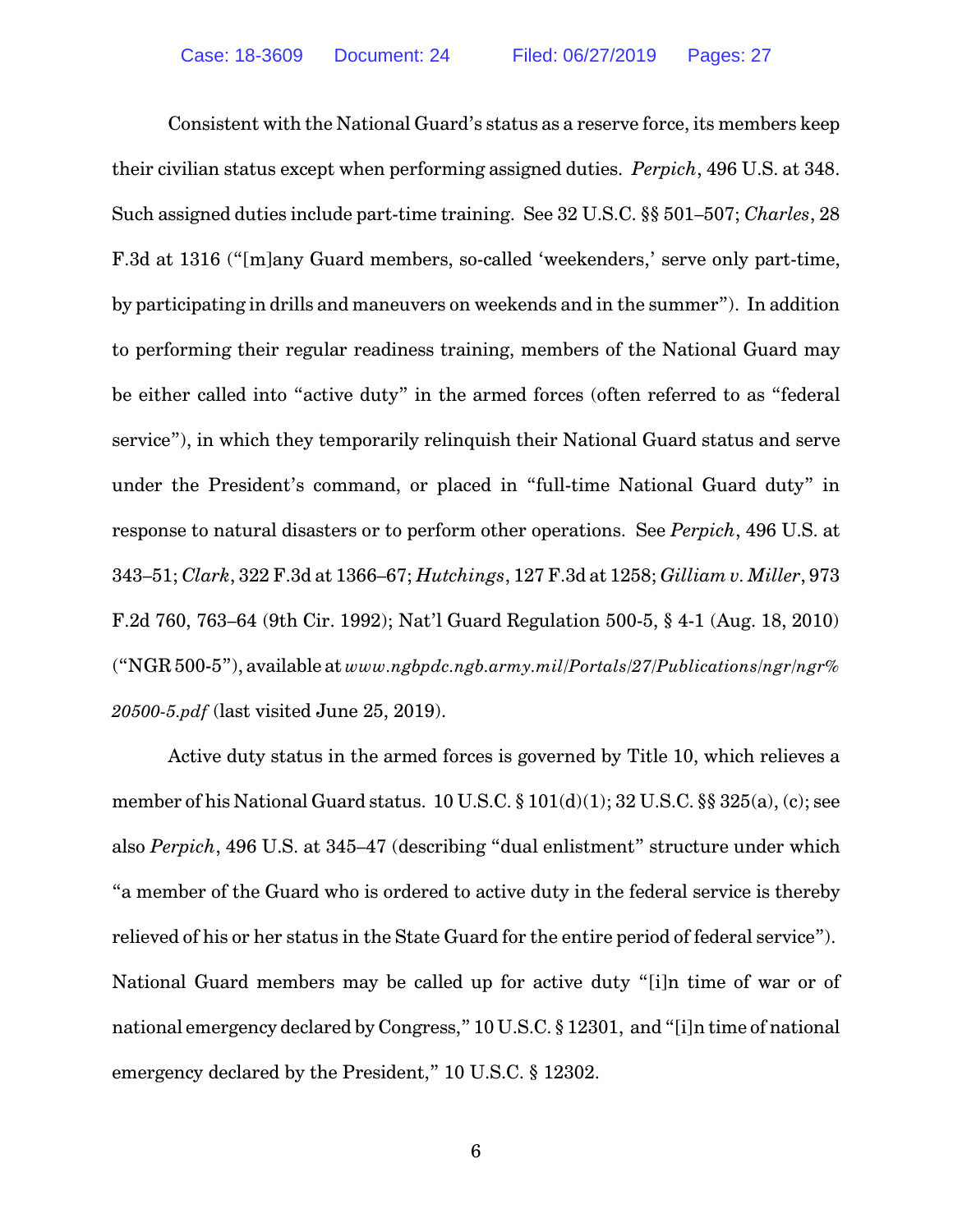Consistent with the National Guard's status as a reserve force, its members keep their civilian status except when performing assigned duties. *Perpich*, 496 U.S. at 348. Such assigned duties include part-time training. See 32 U.S.C. §§ 501–507; *Charles*, 28 F.3d at 1316 ("[m]any Guard members, so-called 'weekenders,' serve only part-time, by participating in drills and maneuvers on weekends and in the summer"). In addition to performing their regular readiness training, members of the National Guard may be either called into "active duty" in the armed forces (often referred to as "federal service"), in which they temporarily relinquish their National Guard status and serve under the President's command, or placed in "full-time National Guard duty" in response to natural disasters or to perform other operations. See *Perpich*, 496 U.S. at 343–51; *Clark*, 322 F.3d at 1366–67; *Hutchings*, 127 F.3d at 1258; *Gilliam v. Miller*, 973 F.2d 760, 763–64 (9th Cir. 1992); Nat'l Guard Regulation 500-5, § 4-1 (Aug. 18, 2010) ("NGR 500-5"), available at *www.ngbpdc.ngb.army.mil/Portals/27/Publications/ngr/ngr%20500-5.pdf* (last visited June 25, 2019).

Active duty status in the armed forces is governed by Title 10, which relieves a member of his National Guard status. 10 U.S.C. § 101(d)(1); 32 U.S.C. §§ 325(a), (c); see also *Perpich*, 496 U.S. at 345–47 (describing "dual enlistment" structure under which "a member of the Guard who is ordered to active duty in the federal service is thereby relieved of his or her status in the State Guard for the entire period of federal service"). National Guard members may be called up for active duty "[i]n time of war or of national emergency declared by Congress," 10 U.S.C. § 12301, and "[i]n time of national emergency declared by the President," 10 U.S.C. § 12302.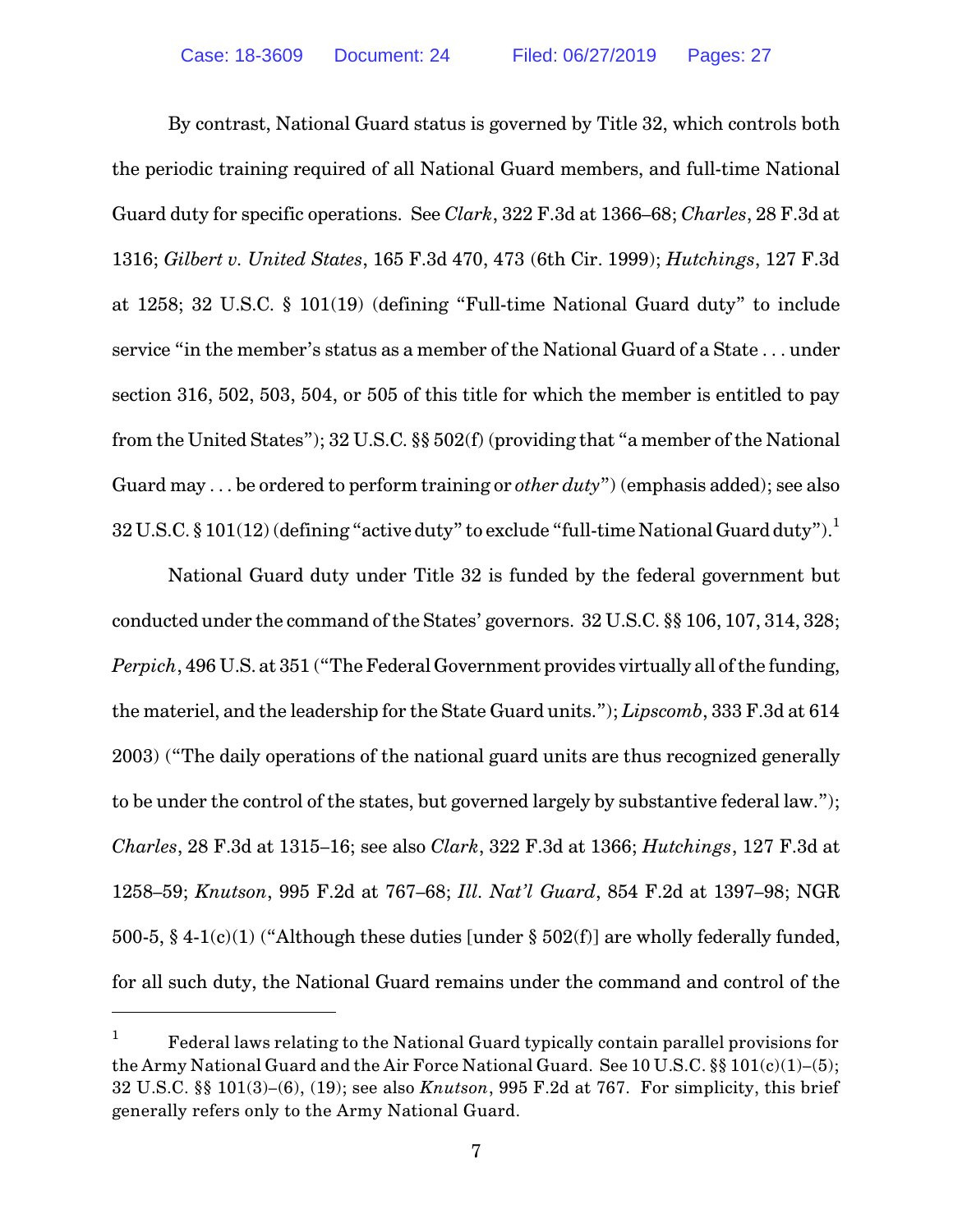By contrast, National Guard status is governed by Title 32, which controls both the periodic training required of all National Guard members, and full-time National Guard duty for specific operations. See *Clark*, 322 F.3d at 1366–68; *Charles*, 28 F.3d at 1316; *Gilbert v. United States*, 165 F.3d 470, 473 (6th Cir. 1999); *Hutchings*, 127 F.3d at 1258; 32 U.S.C. § 101(19) (defining "Full-time National Guard duty" to include service "in the member's status as a member of the National Guard of a State . . . under section 316, 502, 503, 504, or 505 of this title for which the member is entitled to pay from the United States"); 32 U.S.C. §§ 502(f) (providing that "a member of the National Guard may . . . be ordered to perform training or *other duty*") (emphasis added); see also 32 U.S.C. § 101(12) (defining "active duty" to exclude "full-time National Guard duty").[1]

National Guard duty under Title 32 is funded by the federal government but conducted under the command of the States' governors. 32 U.S.C. §§ 106, 107, 314, 328; *Perpich*, 496 U.S. at 351 ("The Federal Government provides virtually all of the funding, the materiel, and the leadership for the State Guard units."); *Lipscomb*, 333 F.3d at 614 2003) ("The daily operations of the national guard units are thus recognized generally to be under the control of the states, but governed largely by substantive federal law."); *Charles*, 28 F.3d at 1315–16; see also *Clark*, 322 F.3d at 1366; *Hutchings*, 127 F.3d at 1258–59; *Knutson*, 995 F.2d at 767–68; *Ill. Nat'l Guard*, 854 F.2d at 1397–98; NGR 500-5, § 4-1(c)(1) ("Although these duties [under § 502(f)] are wholly federally funded, for all such duty, the National Guard remains under the command and control of the

---

[1] Federal laws relating to the National Guard typically contain parallel provisions for the Army National Guard and the Air Force National Guard. See 10 U.S.C. §§ 101(c)(1)–(5); 32 U.S.C. §§ 101(3)–(6), (19); see also *Knutson*, 995 F.2d at 767. For simplicity, this brief generally refers only to the Army National Guard.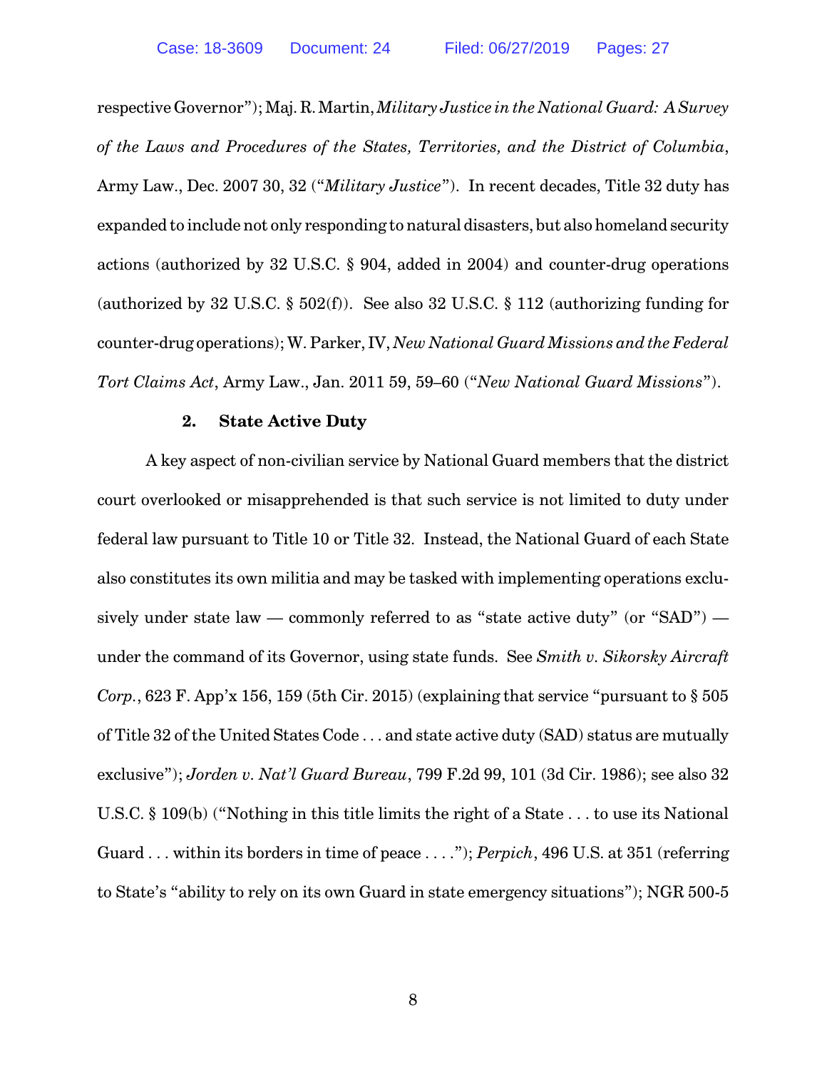respective Governor"); Maj. R. Martin, *Military Justice in the National Guard: A Survey of the Laws and Procedures of the States, Territories, and the District of Columbia*, Army Law., Dec. 2007 30, 32 ("*Military Justice*"). In recent decades, Title 32 duty has expanded to include not only responding to natural disasters, but also homeland security actions (authorized by 32 U.S.C. § 904, added in 2004) and counter-drug operations (authorized by 32 U.S.C. § 502(f)). See also 32 U.S.C. § 112 (authorizing funding for counter-drug operations); W. Parker, IV, *New National Guard Missions and the Federal Tort Claims Act*, Army Law., Jan. 2011 59, 59–60 ("*New National Guard Missions*").

### 2. State Active Duty

A key aspect of non-civilian service by National Guard members that the district court overlooked or misapprehended is that such service is not limited to duty under federal law pursuant to Title 10 or Title 32. Instead, the National Guard of each State also constitutes its own militia and may be tasked with implementing operations exclusively under state law — commonly referred to as "state active duty" (or "SAD") — under the command of its Governor, using state funds. See *Smith v. Sikorsky Aircraft Corp.*, 623 F. App'x 156, 159 (5th Cir. 2015) (explaining that service "pursuant to § 505 of Title 32 of the United States Code . . . and state active duty (SAD) status are mutually exclusive"); *Jorden v. Nat'l Guard Bureau*, 799 F.2d 99, 101 (3d Cir. 1986); see also 32 U.S.C. § 109(b) ("Nothing in this title limits the right of a State . . . to use its National Guard . . . within its borders in time of peace . . . ."); *Perpich*, 496 U.S. at 351 (referring to State's "ability to rely on its own Guard in state emergency situations"); NGR 500-5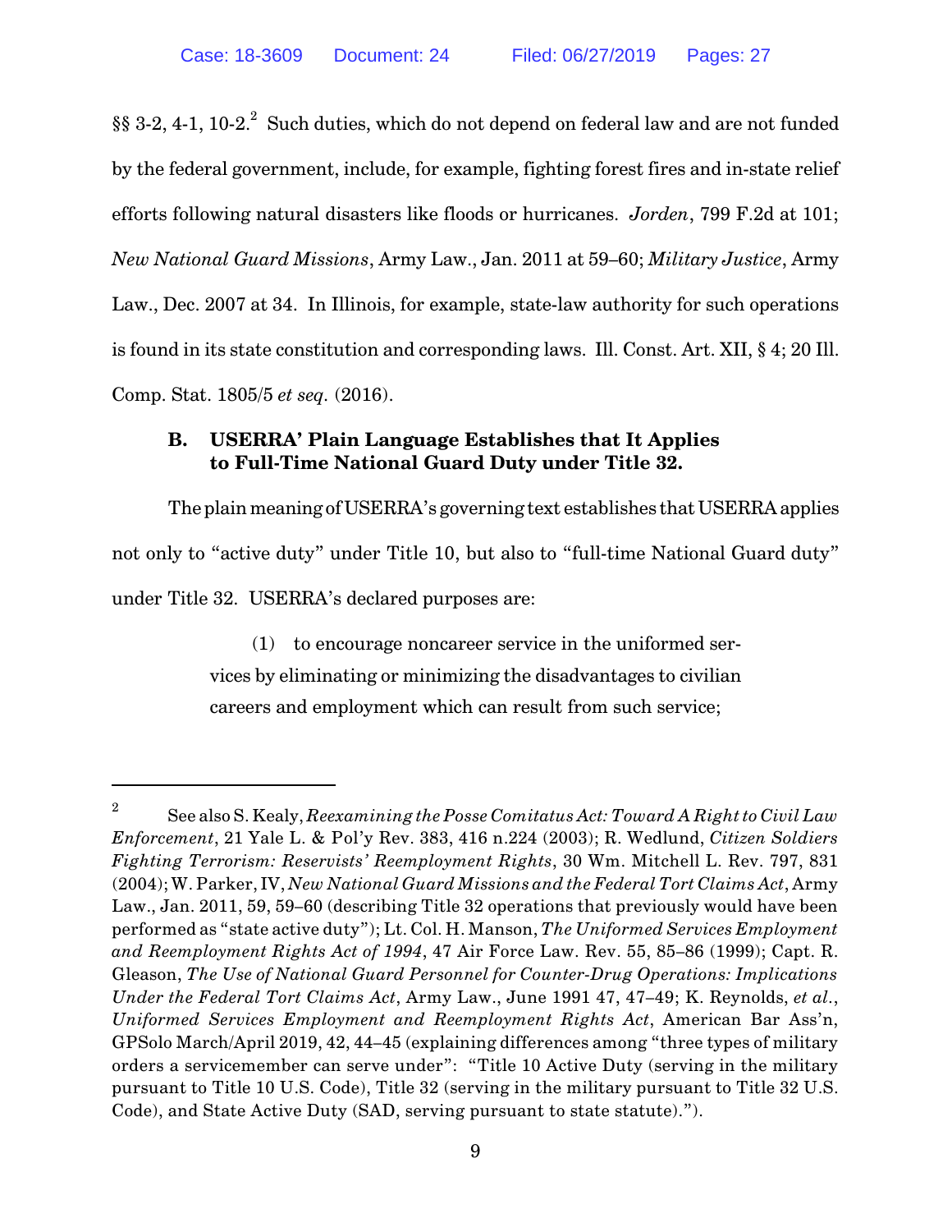§§ 3-2, 4-1, 10-2.[2] Such duties, which do not depend on federal law and are not funded by the federal government, include, for example, fighting forest fires and in-state relief efforts following natural disasters like floods or hurricanes. *Jorden*, 799 F.2d at 101; *New National Guard Missions*, Army Law., Jan. 2011 at 59–60; *Military Justice*, Army Law., Dec. 2007 at 34. In Illinois, for example, state-law authority for such operations is found in its state constitution and corresponding laws. Ill. Const. Art. XII, § 4; 20 Ill. Comp. Stat. 1805/5 *et seq.* (2016).

### B. USERRA' Plain Language Establishes that It Applies to Full-Time National Guard Duty under Title 32.

The plain meaning of USERRA's governing text establishes that USERRA applies not only to "active duty" under Title 10, but also to "full-time National Guard duty" under Title 32. USERRA's declared purposes are:

> (1) to encourage noncareer service in the uniformed services by eliminating or minimizing the disadvantages to civilian careers and employment which can result from such service;

---

[2] See also S. Kealy, *Reexamining the Posse Comitatus Act: Toward A Right to Civil Law Enforcement*, 21 Yale L. & Pol'y Rev. 383, 416 n.224 (2003); R. Wedlund, *Citizen Soldiers Fighting Terrorism: Reservists' Reemployment Rights*, 30 Wm. Mitchell L. Rev. 797, 831 (2004); W. Parker, IV, *New National Guard Missions and the Federal Tort Claims Act*, Army Law., Jan. 2011, 59, 59–60 (describing Title 32 operations that previously would have been performed as "state active duty"); Lt. Col. H. Manson, *The Uniformed Services Employment and Reemployment Rights Act of 1994*, 47 Air Force Law. Rev. 55, 85–86 (1999); Capt. R. Gleason, *The Use of National Guard Personnel for Counter-Drug Operations: Implications Under the Federal Tort Claims Act*, Army Law., June 1991 47, 47–49; K. Reynolds, *et al.*, *Uniformed Services Employment and Reemployment Rights Act*, American Bar Ass'n, GPSolo March/April 2019, 42, 44–45 (explaining differences among "three types of military orders a servicemember can serve under": "Title 10 Active Duty (serving in the military pursuant to Title 10 U.S. Code), Title 32 (serving in the military pursuant to Title 32 U.S. Code), and State Active Duty (SAD, serving pursuant to state statute).").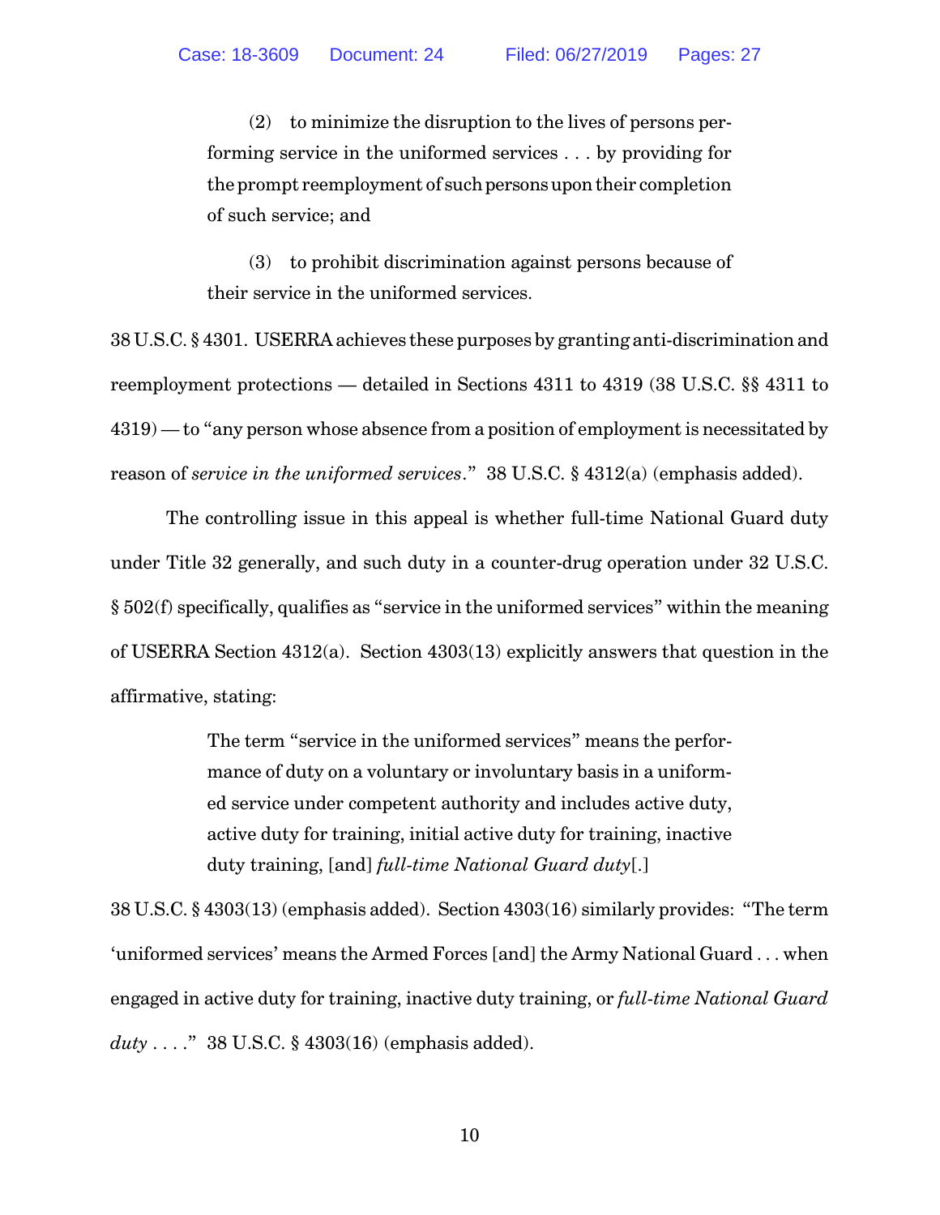> (2) to minimize the disruption to the lives of persons performing service in the uniformed services . . . by providing for the prompt reemployment of such persons upon their completion of such service; and
>
> (3) to prohibit discrimination against persons because of their service in the uniformed services.

38 U.S.C. § 4301. USERRA achieves these purposes by granting anti-discrimination and reemployment protections — detailed in Sections 4311 to 4319 (38 U.S.C. §§ 4311 to 4319) — to "any person whose absence from a position of employment is necessitated by reason of *service in the uniformed services*." 38 U.S.C. § 4312(a) (emphasis added).

The controlling issue in this appeal is whether full-time National Guard duty under Title 32 generally, and such duty in a counter-drug operation under 32 U.S.C. § 502(f) specifically, qualifies as "service in the uniformed services" within the meaning of USERRA Section 4312(a). Section 4303(13) explicitly answers that question in the affirmative, stating:

> The term "service in the uniformed services" means the performance of duty on a voluntary or involuntary basis in a uniformed service under competent authority and includes active duty, active duty for training, initial active duty for training, inactive duty training, [and] *full-time National Guard duty*[.]

38 U.S.C. § 4303(13) (emphasis added). Section 4303(16) similarly provides: "The term 'uniformed services' means the Armed Forces [and] the Army National Guard . . . when engaged in active duty for training, inactive duty training, or *full-time National Guard duty* . . . ." 38 U.S.C. § 4303(16) (emphasis added).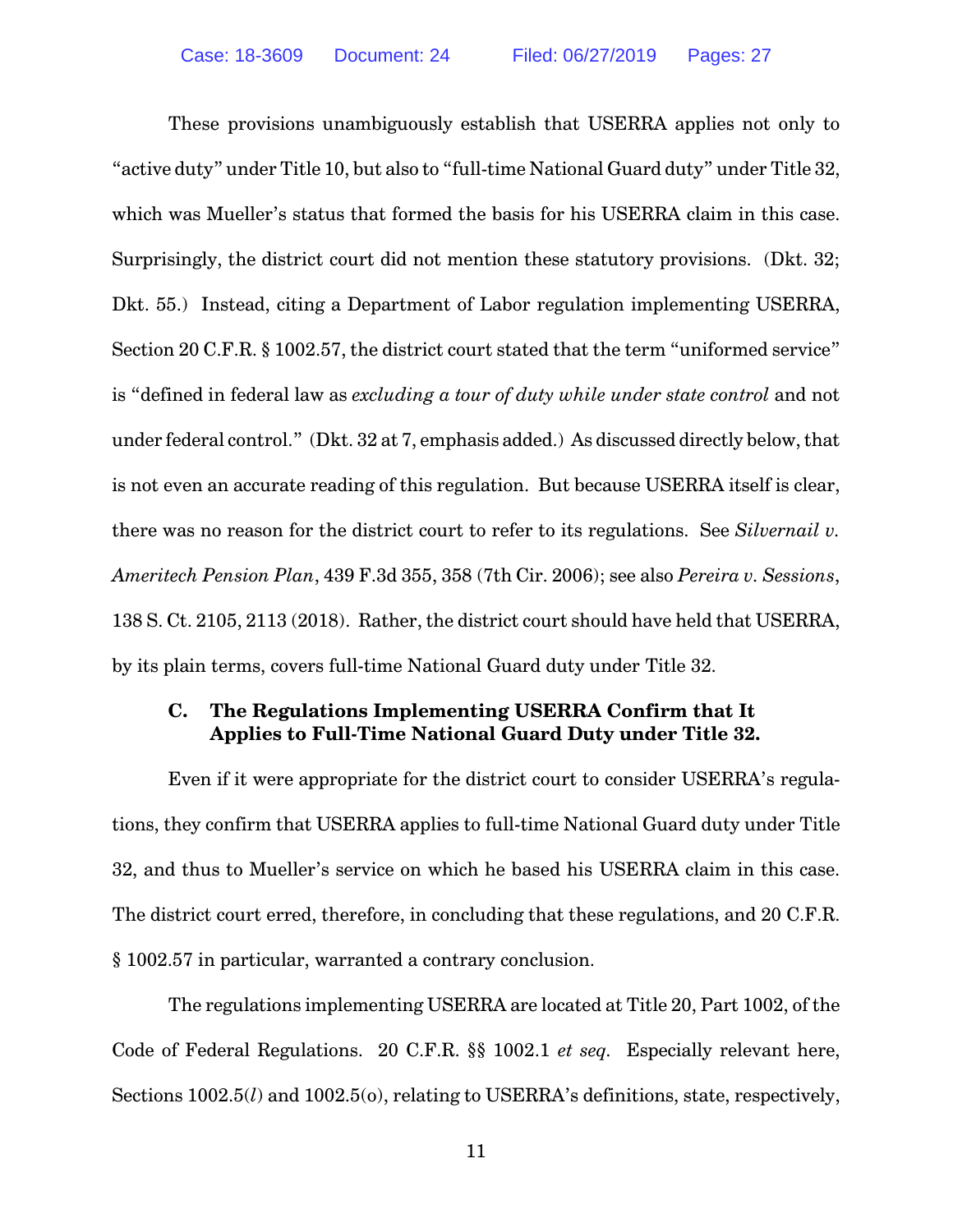These provisions unambiguously establish that USERRA applies not only to "active duty" under Title 10, but also to "full-time National Guard duty" under Title 32, which was Mueller's status that formed the basis for his USERRA claim in this case. Surprisingly, the district court did not mention these statutory provisions. (Dkt. 32; Dkt. 55.) Instead, citing a Department of Labor regulation implementing USERRA, Section 20 C.F.R. § 1002.57, the district court stated that the term "uniformed service" is "defined in federal law as *excluding a tour of duty while under state control* and not under federal control." (Dkt. 32 at 7, emphasis added.) As discussed directly below, that is not even an accurate reading of this regulation. But because USERRA itself is clear, there was no reason for the district court to refer to its regulations. See *Silvernail v. Ameritech Pension Plan*, 439 F.3d 355, 358 (7th Cir. 2006); see also *Pereira v. Sessions*, 138 S. Ct. 2105, 2113 (2018). Rather, the district court should have held that USERRA, by its plain terms, covers full-time National Guard duty under Title 32.

### C. The Regulations Implementing USERRA Confirm that It Applies to Full-Time National Guard Duty under Title 32.

Even if it were appropriate for the district court to consider USERRA's regulations, they confirm that USERRA applies to full-time National Guard duty under Title 32, and thus to Mueller's service on which he based his USERRA claim in this case. The district court erred, therefore, in concluding that these regulations, and 20 C.F.R. § 1002.57 in particular, warranted a contrary conclusion.

The regulations implementing USERRA are located at Title 20, Part 1002, of the Code of Federal Regulations. 20 C.F.R. §§ 1002.1 *et seq.* Especially relevant here, Sections 1002.5(*l*) and 1002.5(o), relating to USERRA's definitions, state, respectively,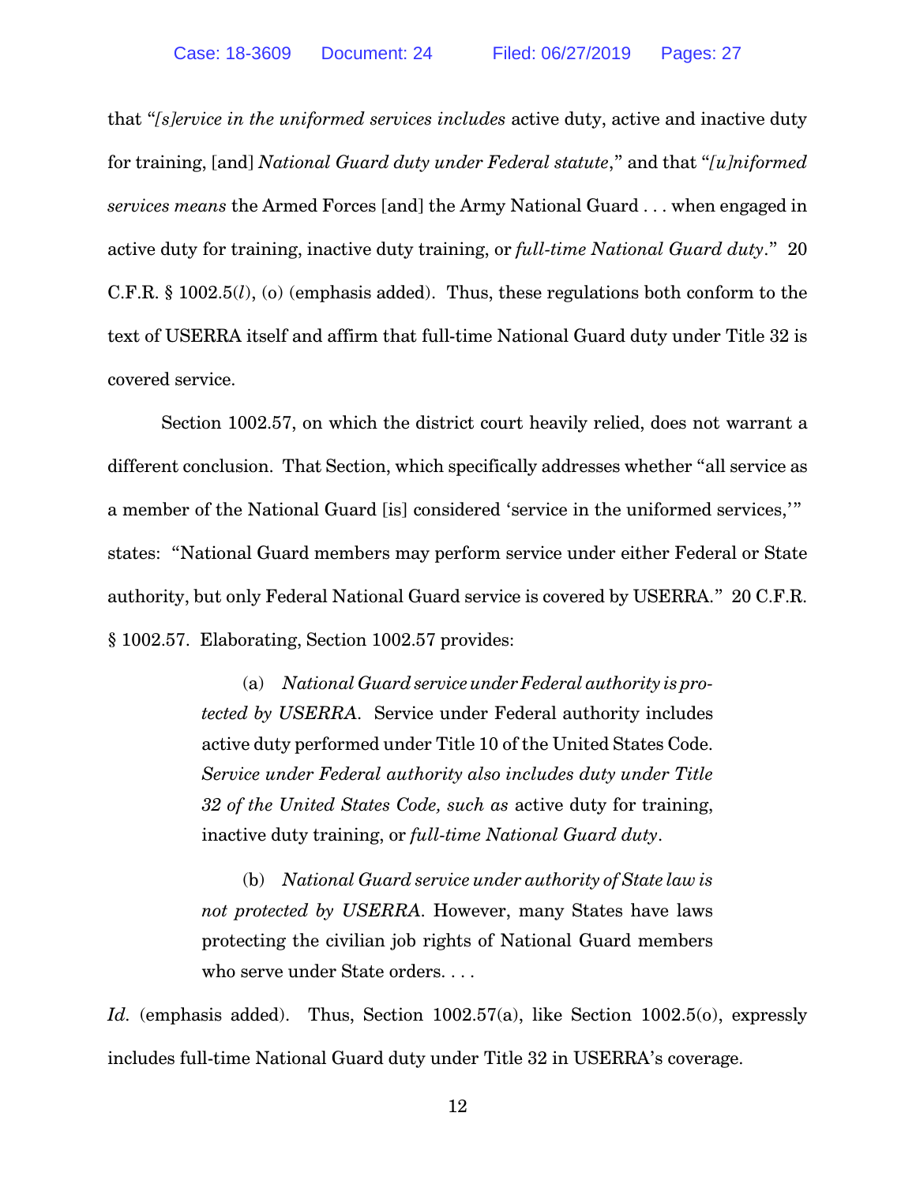that "*[s]ervice in the uniformed services includes* active duty, active and inactive duty for training, [and] *National Guard duty under Federal statute*," and that "*[u]niformed services means* the Armed Forces [and] the Army National Guard . . . when engaged in active duty for training, inactive duty training, or *full-time National Guard duty*." 20 C.F.R. § 1002.5(*l*), (o) (emphasis added). Thus, these regulations both conform to the text of USERRA itself and affirm that full-time National Guard duty under Title 32 is covered service.

Section 1002.57, on which the district court heavily relied, does not warrant a different conclusion. That Section, which specifically addresses whether "all service as a member of the National Guard [is] considered 'service in the uniformed services,'" states: "National Guard members may perform service under either Federal or State authority, but only Federal National Guard service is covered by USERRA." 20 C.F.R. § 1002.57. Elaborating, Section 1002.57 provides:

> (a) *National Guard service under Federal authority is protected by USERRA*. Service under Federal authority includes active duty performed under Title 10 of the United States Code. *Service under Federal authority also includes duty under Title 32 of the United States Code, such as* active duty for training, inactive duty training, or *full-time National Guard duty*.
>
> (b) *National Guard service under authority of State law is not protected by USERRA*. However, many States have laws protecting the civilian job rights of National Guard members who serve under State orders. . . .

*Id*. (emphasis added). Thus, Section 1002.57(a), like Section 1002.5(o), expressly includes full-time National Guard duty under Title 32 in USERRA's coverage.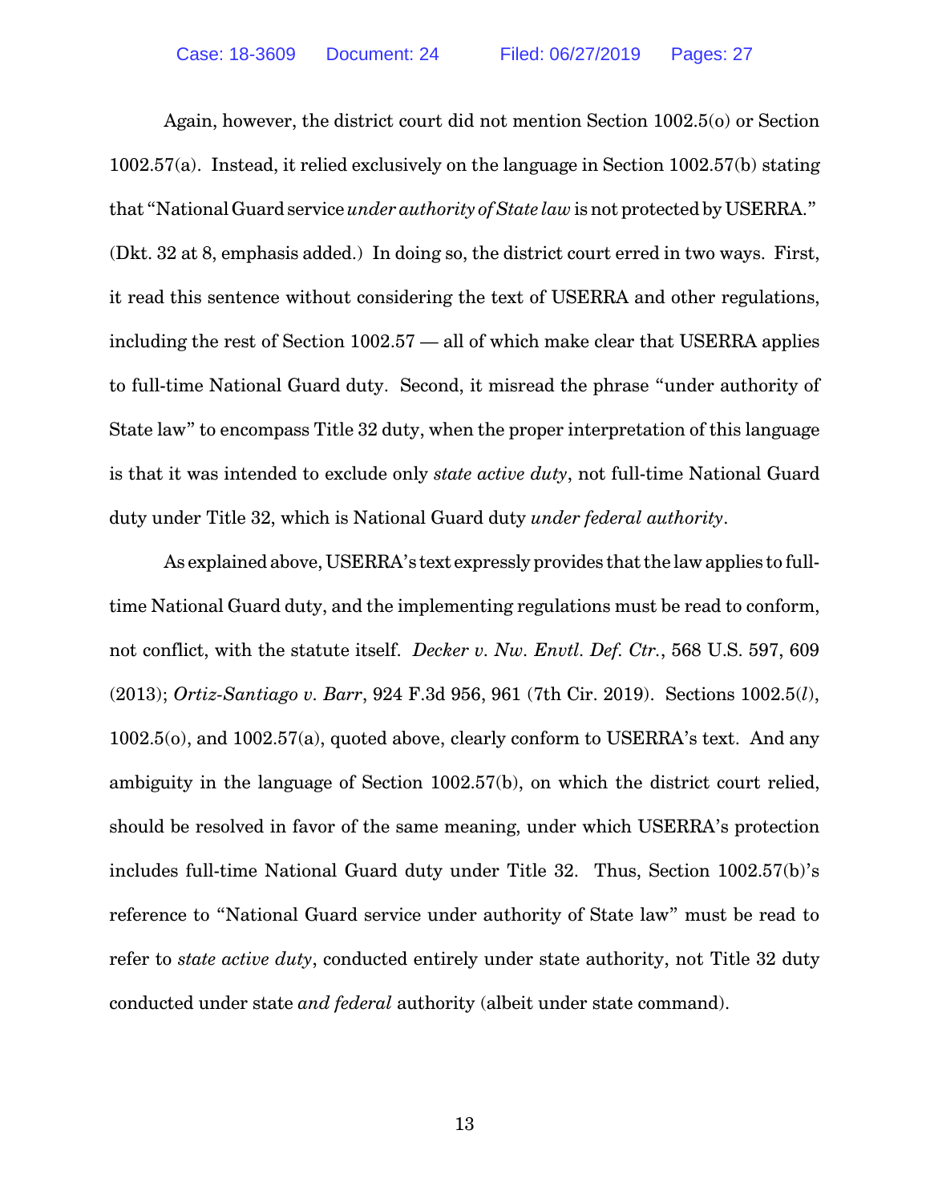Again, however, the district court did not mention Section 1002.5(o) or Section 1002.57(a). Instead, it relied exclusively on the language in Section 1002.57(b) stating that "National Guard service *under authority of State law* is not protected by USERRA." (Dkt. 32 at 8, emphasis added.) In doing so, the district court erred in two ways. First, it read this sentence without considering the text of USERRA and other regulations, including the rest of Section 1002.57 — all of which make clear that USERRA applies to full-time National Guard duty. Second, it misread the phrase "under authority of State law" to encompass Title 32 duty, when the proper interpretation of this language is that it was intended to exclude only *state active duty*, not full-time National Guard duty under Title 32, which is National Guard duty *under federal authority*.

As explained above, USERRA's text expressly provides that the law applies to full-time National Guard duty, and the implementing regulations must be read to conform, not conflict, with the statute itself. *Decker v. Nw. Envtl. Def. Ctr.*, 568 U.S. 597, 609 (2013); *Ortiz-Santiago v. Barr*, 924 F.3d 956, 961 (7th Cir. 2019). Sections 1002.5(*l*), 1002.5(o), and 1002.57(a), quoted above, clearly conform to USERRA's text. And any ambiguity in the language of Section 1002.57(b), on which the district court relied, should be resolved in favor of the same meaning, under which USERRA's protection includes full-time National Guard duty under Title 32. Thus, Section 1002.57(b)'s reference to "National Guard service under authority of State law" must be read to refer to *state active duty*, conducted entirely under state authority, not Title 32 duty conducted under state *and federal* authority (albeit under state command).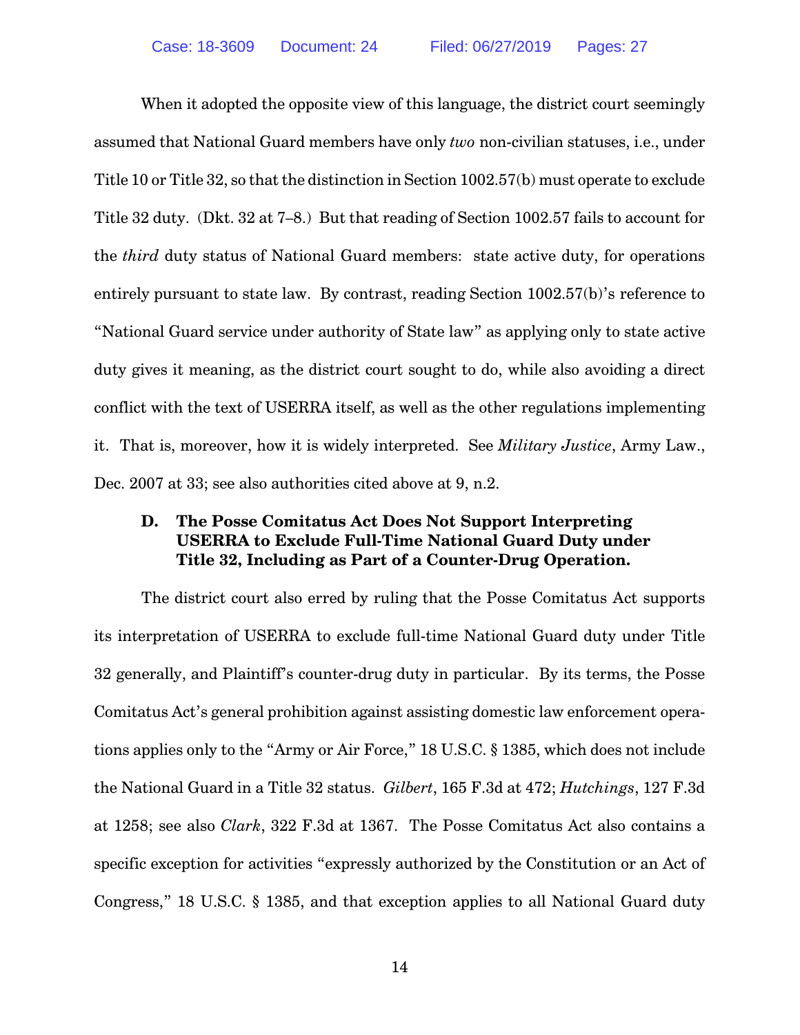When it adopted the opposite view of this language, the district court seemingly assumed that National Guard members have only *two* non-civilian statuses, i.e., under Title 10 or Title 32, so that the distinction in Section 1002.57(b) must operate to exclude Title 32 duty. (Dkt. 32 at 7–8.) But that reading of Section 1002.57 fails to account for the *third* duty status of National Guard members: state active duty, for operations entirely pursuant to state law. By contrast, reading Section 1002.57(b)'s reference to "National Guard service under authority of State law" as applying only to state active duty gives it meaning, as the district court sought to do, while also avoiding a direct conflict with the text of USERRA itself, as well as the other regulations implementing it. That is, moreover, how it is widely interpreted. See *Military Justice*, Army Law., Dec. 2007 at 33; see also authorities cited above at 9, n.2.

### D. The Posse Comitatus Act Does Not Support Interpreting USERRA to Exclude Full-Time National Guard Duty under Title 32, Including as Part of a Counter-Drug Operation.

The district court also erred by ruling that the Posse Comitatus Act supports its interpretation of USERRA to exclude full-time National Guard duty under Title 32 generally, and Plaintiff's counter-drug duty in particular. By its terms, the Posse Comitatus Act's general prohibition against assisting domestic law enforcement operations applies only to the "Army or Air Force," 18 U.S.C. § 1385, which does not include the National Guard in a Title 32 status. *Gilbert*, 165 F.3d at 472; *Hutchings*, 127 F.3d at 1258; see also *Clark*, 322 F.3d at 1367. The Posse Comitatus Act also contains a specific exception for activities "expressly authorized by the Constitution or an Act of Congress," 18 U.S.C. § 1385, and that exception applies to all National Guard duty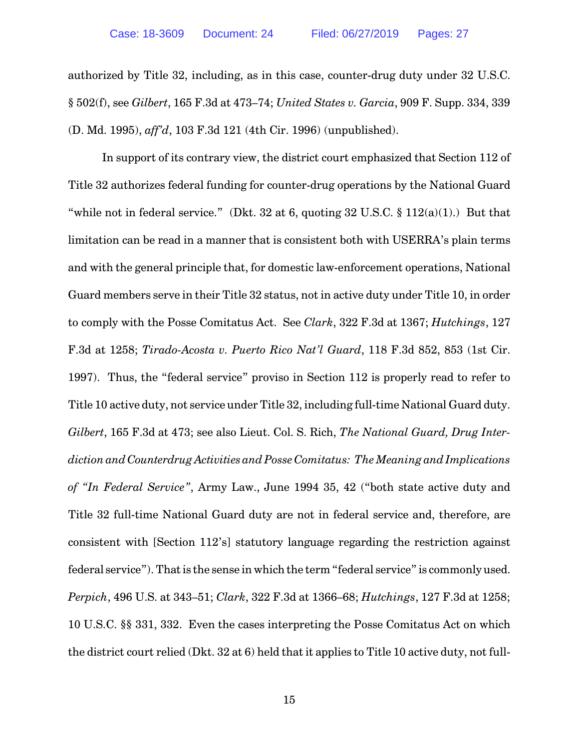authorized by Title 32, including, as in this case, counter-drug duty under 32 U.S.C. § 502(f), see *Gilbert*, 165 F.3d at 473–74; *United States v. Garcia*, 909 F. Supp. 334, 339 (D. Md. 1995), *aff'd*, 103 F.3d 121 (4th Cir. 1996) (unpublished).

In support of its contrary view, the district court emphasized that Section 112 of Title 32 authorizes federal funding for counter-drug operations by the National Guard "while not in federal service." (Dkt. 32 at 6, quoting 32 U.S.C. § 112(a)(1).) But that limitation can be read in a manner that is consistent both with USERRA's plain terms and with the general principle that, for domestic law-enforcement operations, National Guard members serve in their Title 32 status, not in active duty under Title 10, in order to comply with the Posse Comitatus Act. See *Clark*, 322 F.3d at 1367; *Hutchings*, 127 F.3d at 1258; *Tirado-Acosta v. Puerto Rico Nat'l Guard*, 118 F.3d 852, 853 (1st Cir. 1997). Thus, the "federal service" proviso in Section 112 is properly read to refer to Title 10 active duty, not service under Title 32, including full-time National Guard duty. *Gilbert*, 165 F.3d at 473; see also Lieut. Col. S. Rich, *The National Guard, Drug Interdiction and Counterdrug Activities and Posse Comitatus: The Meaning and Implications of "In Federal Service"*, Army Law., June 1994 35, 42 ("both state active duty and Title 32 full-time National Guard duty are not in federal service and, therefore, are consistent with [Section 112's] statutory language regarding the restriction against federal service"). That is the sense in which the term "federal service" is commonly used. *Perpich*, 496 U.S. at 343–51; *Clark*, 322 F.3d at 1366–68; *Hutchings*, 127 F.3d at 1258; 10 U.S.C. §§ 331, 332. Even the cases interpreting the Posse Comitatus Act on which the district court relied (Dkt. 32 at 6) held that it applies to Title 10 active duty, not full-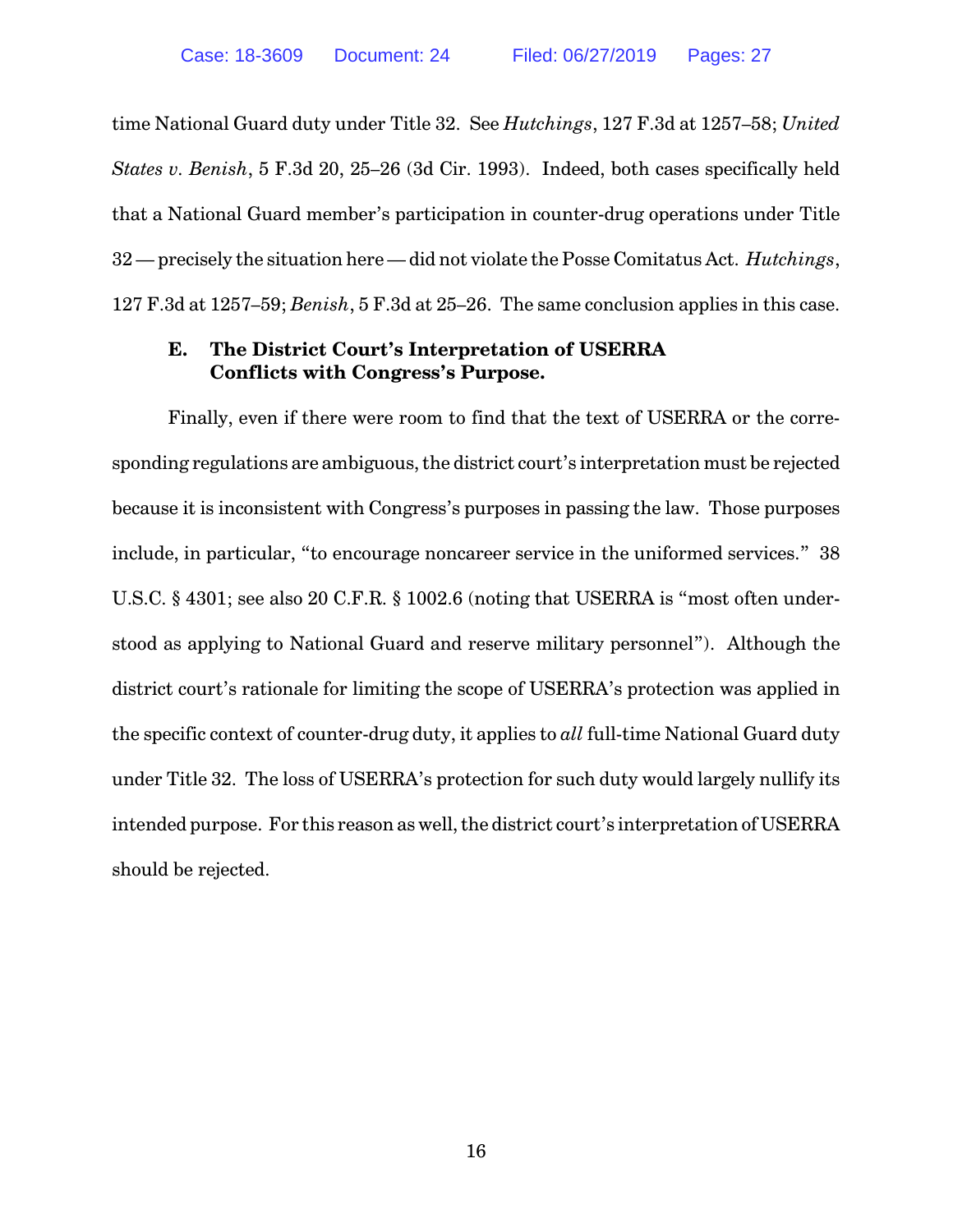time National Guard duty under Title 32. See *Hutchings*, 127 F.3d at 1257–58; *United States v. Benish*, 5 F.3d 20, 25–26 (3d Cir. 1993). Indeed, both cases specifically held that a National Guard member's participation in counter-drug operations under Title 32 — precisely the situation here — did not violate the Posse Comitatus Act. *Hutchings*, 127 F.3d at 1257–59; *Benish*, 5 F.3d at 25–26. The same conclusion applies in this case.

### E. The District Court's Interpretation of USERRA Conflicts with Congress's Purpose.

Finally, even if there were room to find that the text of USERRA or the corresponding regulations are ambiguous, the district court's interpretation must be rejected because it is inconsistent with Congress's purposes in passing the law. Those purposes include, in particular, "to encourage noncareer service in the uniformed services." 38 U.S.C. § 4301; see also 20 C.F.R. § 1002.6 (noting that USERRA is "most often understood as applying to National Guard and reserve military personnel"). Although the district court's rationale for limiting the scope of USERRA's protection was applied in the specific context of counter-drug duty, it applies to *all* full-time National Guard duty under Title 32. The loss of USERRA's protection for such duty would largely nullify its intended purpose. For this reason as well, the district court's interpretation of USERRA should be rejected.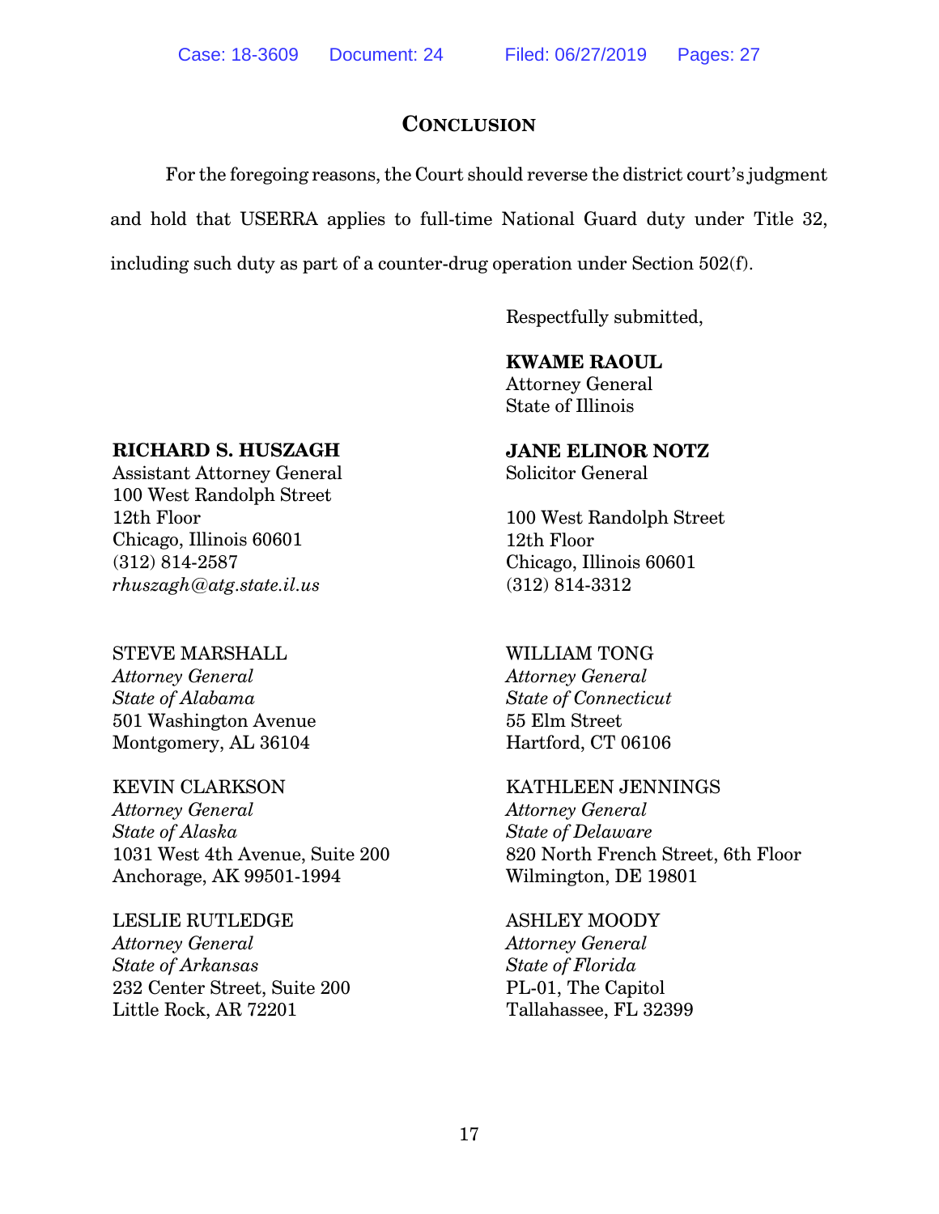## CONCLUSION

For the foregoing reasons, the Court should reverse the district court's judgment and hold that USERRA applies to full-time National Guard duty under Title 32, including such duty as part of a counter-drug operation under Section 502(f).

Respectfully submitted,

**KWAME RAOUL**
Attorney General
State of Illinois

**JANE ELINOR NOTZ**
Solicitor General

100 West Randolph Street
12th Floor
Chicago, Illinois 60601
(312) 814-3312

**RICHARD S. HUSZAGH**
Assistant Attorney General
100 West Randolph Street
12th Floor
Chicago, Illinois 60601
(312) 814-2587
*rhuszagh@atg.state.il.us*

STEVE MARSHALL
*Attorney General*
*State of Alabama*
501 Washington Avenue
Montgomery, AL 36104

WILLIAM TONG
*Attorney General*
*State of Connecticut*
55 Elm Street
Hartford, CT 06106

KEVIN CLARKSON
*Attorney General*
*State of Alaska*
1031 West 4th Avenue, Suite 200
Anchorage, AK 99501-1994

KATHLEEN JENNINGS
*Attorney General*
*State of Delaware*
820 North French Street, 6th Floor
Wilmington, DE 19801

LESLIE RUTLEDGE
*Attorney General*
*State of Arkansas*
232 Center Street, Suite 200
Little Rock, AR 72201

ASHLEY MOODY
*Attorney General*
*State of Florida*
PL-01, The Capitol
Tallahassee, FL 32399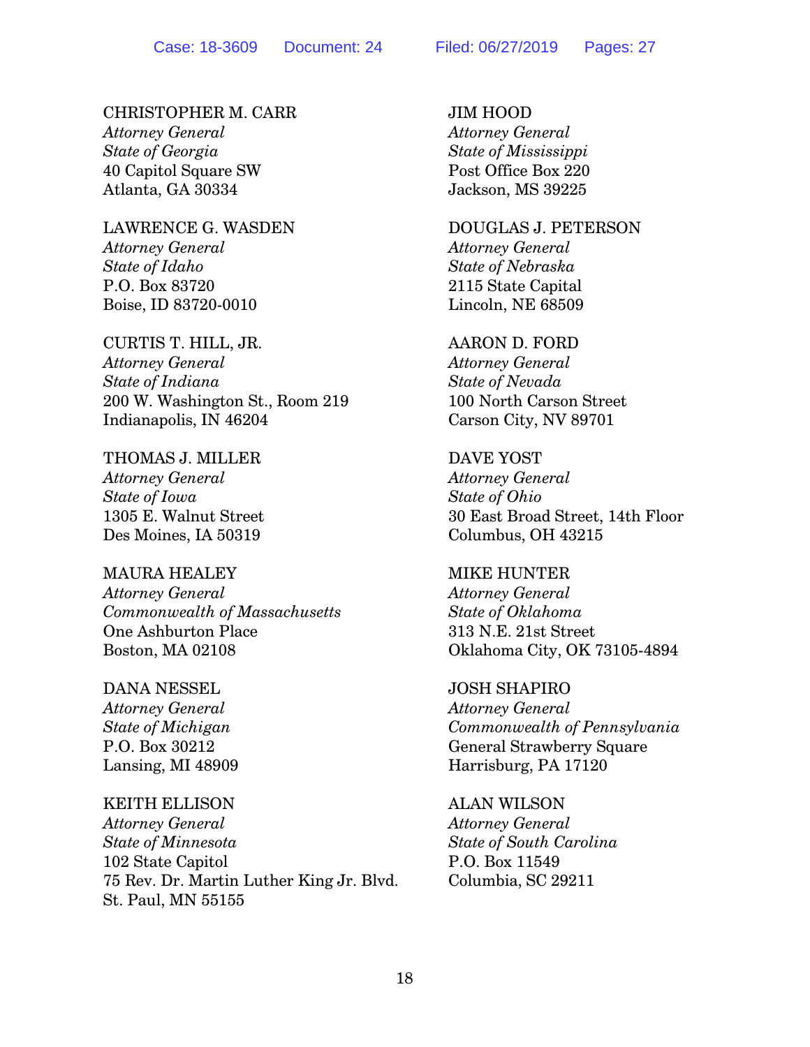CHRISTOPHER M. CARR
*Attorney General*
*State of Georgia*
40 Capitol Square SW
Atlanta, GA 30334

LAWRENCE G. WASDEN
*Attorney General*
*State of Idaho*
P.O. Box 83720
Boise, ID 83720-0010

CURTIS T. HILL, JR.
*Attorney General*
*State of Indiana*
200 W. Washington St., Room 219
Indianapolis, IN 46204

THOMAS J. MILLER
*Attorney General*
*State of Iowa*
1305 E. Walnut Street
Des Moines, IA 50319

MAURA HEALEY
*Attorney General*
*Commonwealth of Massachusetts*
One Ashburton Place
Boston, MA 02108

DANA NESSEL
*Attorney General*
*State of Michigan*
P.O. Box 30212
Lansing, MI 48909

KEITH ELLISON
*Attorney General*
*State of Minnesota*
102 State Capitol
75 Rev. Dr. Martin Luther King Jr. Blvd.
St. Paul, MN 55155

JIM HOOD
*Attorney General*
*State of Mississippi*
Post Office Box 220
Jackson, MS 39225

DOUGLAS J. PETERSON
*Attorney General*
*State of Nebraska*
2115 State Capital
Lincoln, NE 68509

AARON D. FORD
*Attorney General*
*State of Nevada*
100 North Carson Street
Carson City, NV 89701

DAVE YOST
*Attorney General*
*State of Ohio*
30 East Broad Street, 14th Floor
Columbus, OH 43215

MIKE HUNTER
*Attorney General*
*State of Oklahoma*
313 N.E. 21st Street
Oklahoma City, OK 73105-4894

JOSH SHAPIRO
*Attorney General*
*Commonwealth of Pennsylvania*
General Strawberry Square
Harrisburg, PA 17120

ALAN WILSON
*Attorney General*
*State of South Carolina*
P.O. Box 11549
Columbia, SC 29211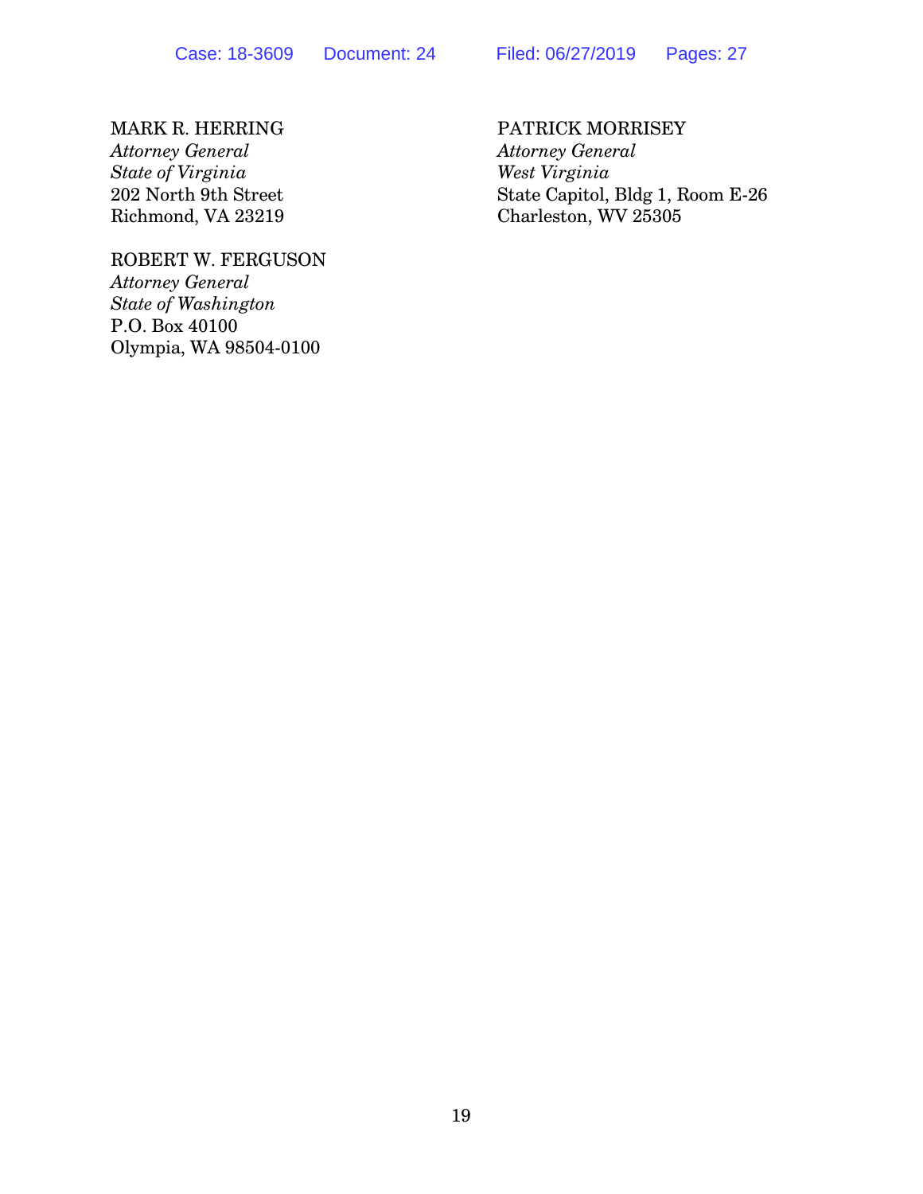MARK R. HERRING
*Attorney General*
*State of Virginia*
202 North 9th Street
Richmond, VA 23219

ROBERT W. FERGUSON
*Attorney General*
*State of Washington*
P.O. Box 40100
Olympia, WA 98504-0100

PATRICK MORRISEY
*Attorney General*
*West Virginia*
State Capitol, Bldg 1, Room E-26
Charleston, WV 25305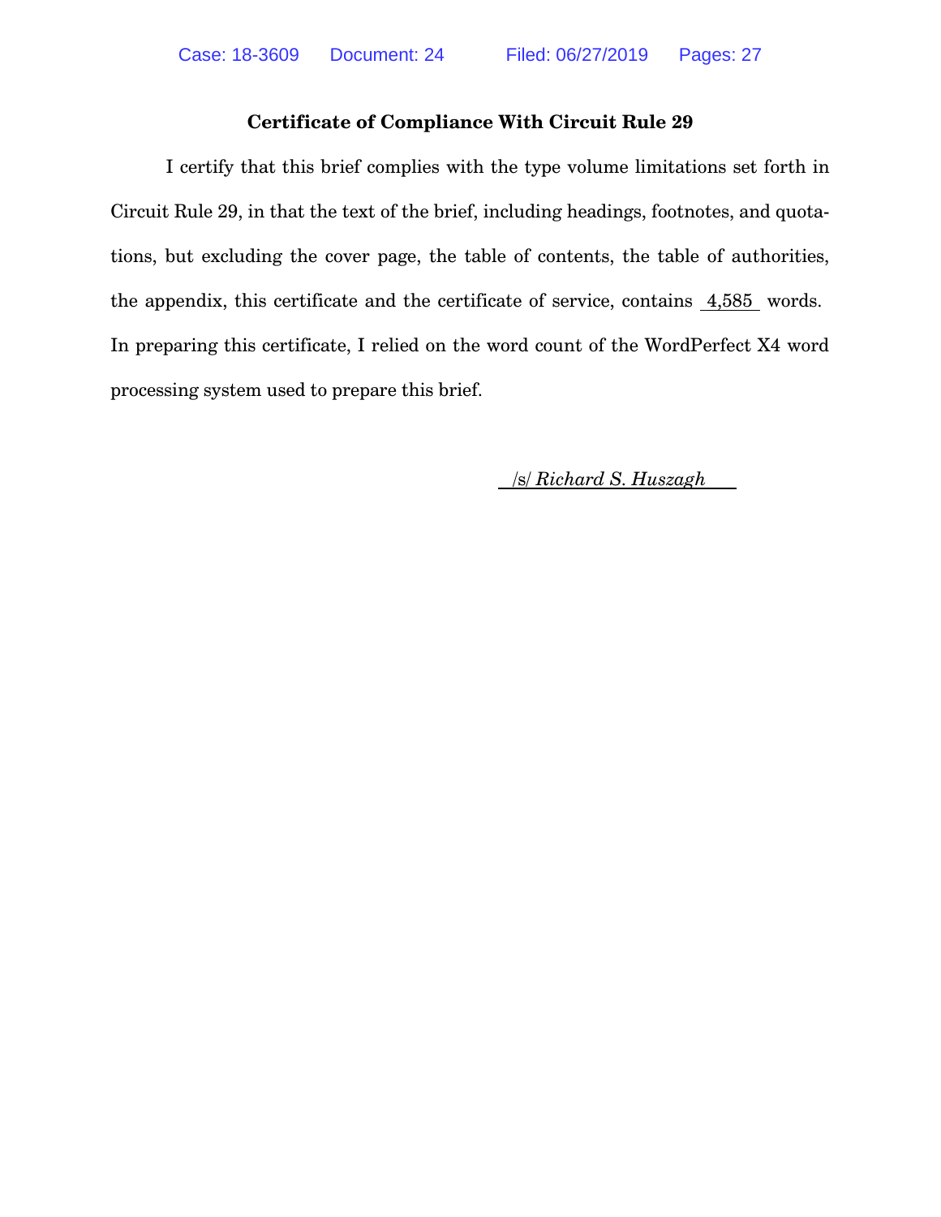**Certificate of Compliance With Circuit Rule 29**

I certify that this brief complies with the type volume limitations set forth in Circuit Rule 29, in that the text of the brief, including headings, footnotes, and quotations, but excluding the cover page, the table of contents, the table of authorities, the appendix, this certificate and the certificate of service, contains 4,585 words. In preparing this certificate, I relied on the word count of the WordPerfect X4 word processing system used to prepare this brief.

/s/ *Richard S. Huszagh*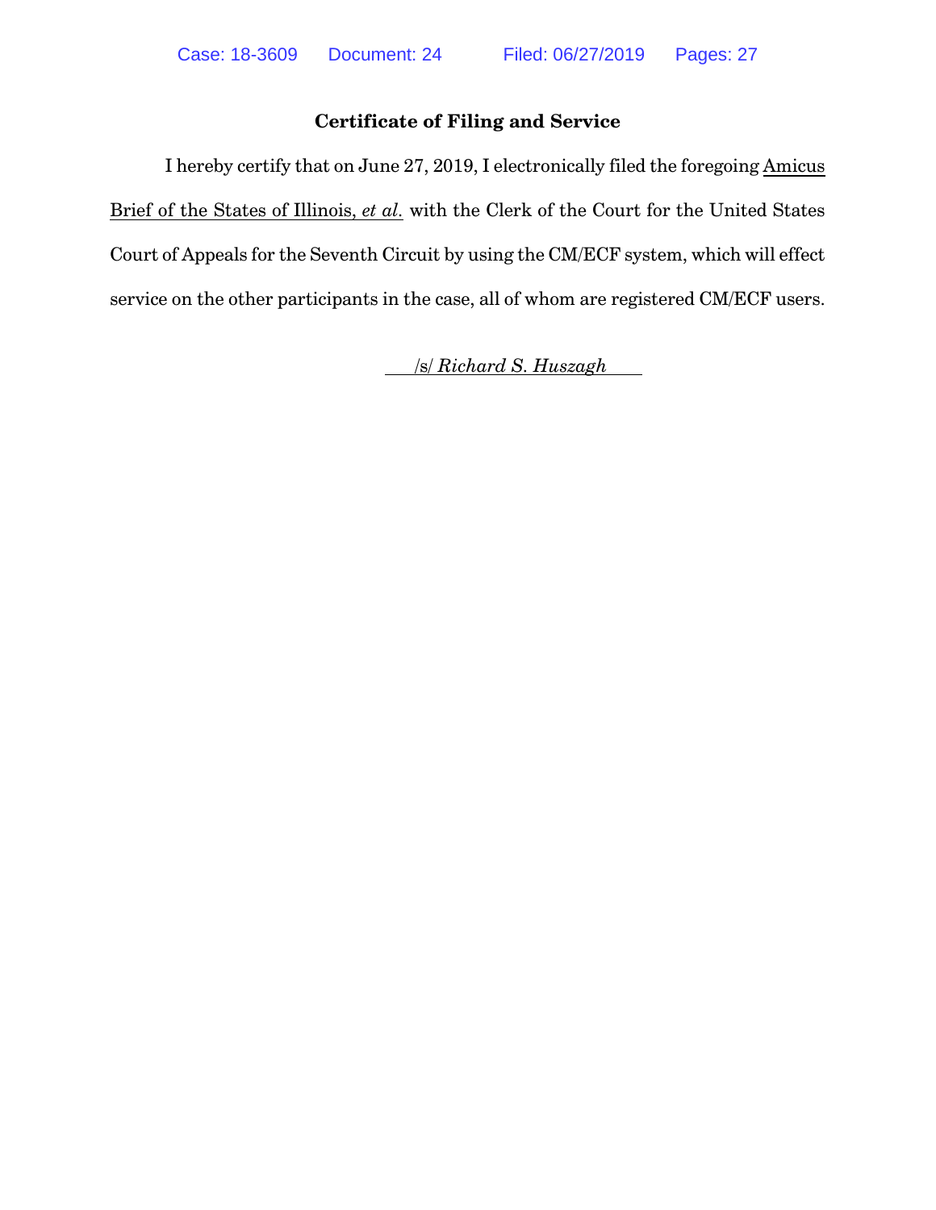## Certificate of Filing and Service

I hereby certify that on June 27, 2019, I electronically filed the foregoing Amicus Brief of the States of Illinois, *et al.* with the Clerk of the Court for the United States Court of Appeals for the Seventh Circuit by using the CM/ECF system, which will effect service on the other participants in the case, all of whom are registered CM/ECF users.

/s/ *Richard S. Huszagh*